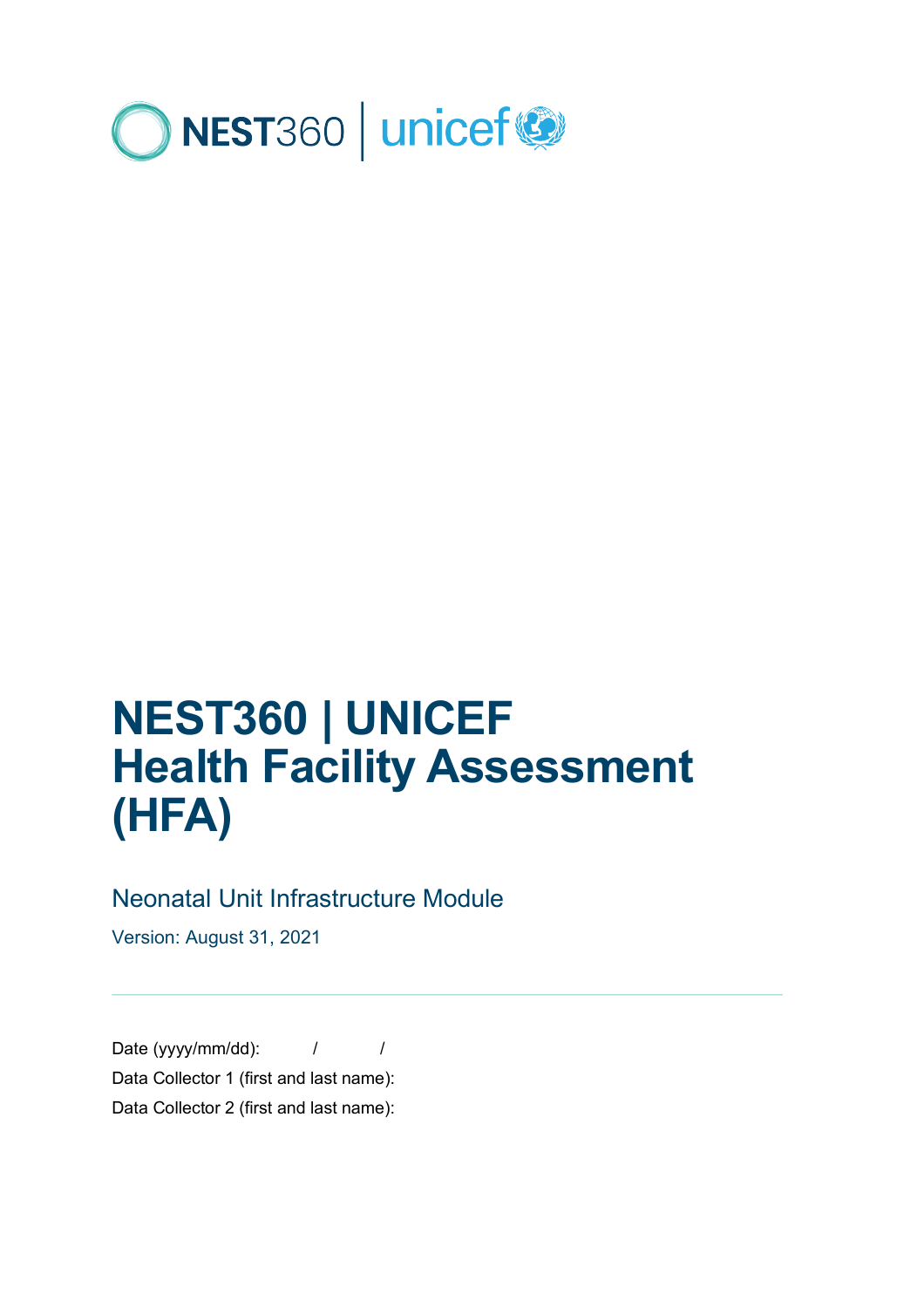# NEST360 | UNICEF Health Facility Assessment (HFA)

## Neonatal Unit Infrastructure Module

Version: August 31, 2021

---

Date (yyyy/mm/dd): / /

Data Collector 1 (first and last name):

Data Collector 2 (first and last name):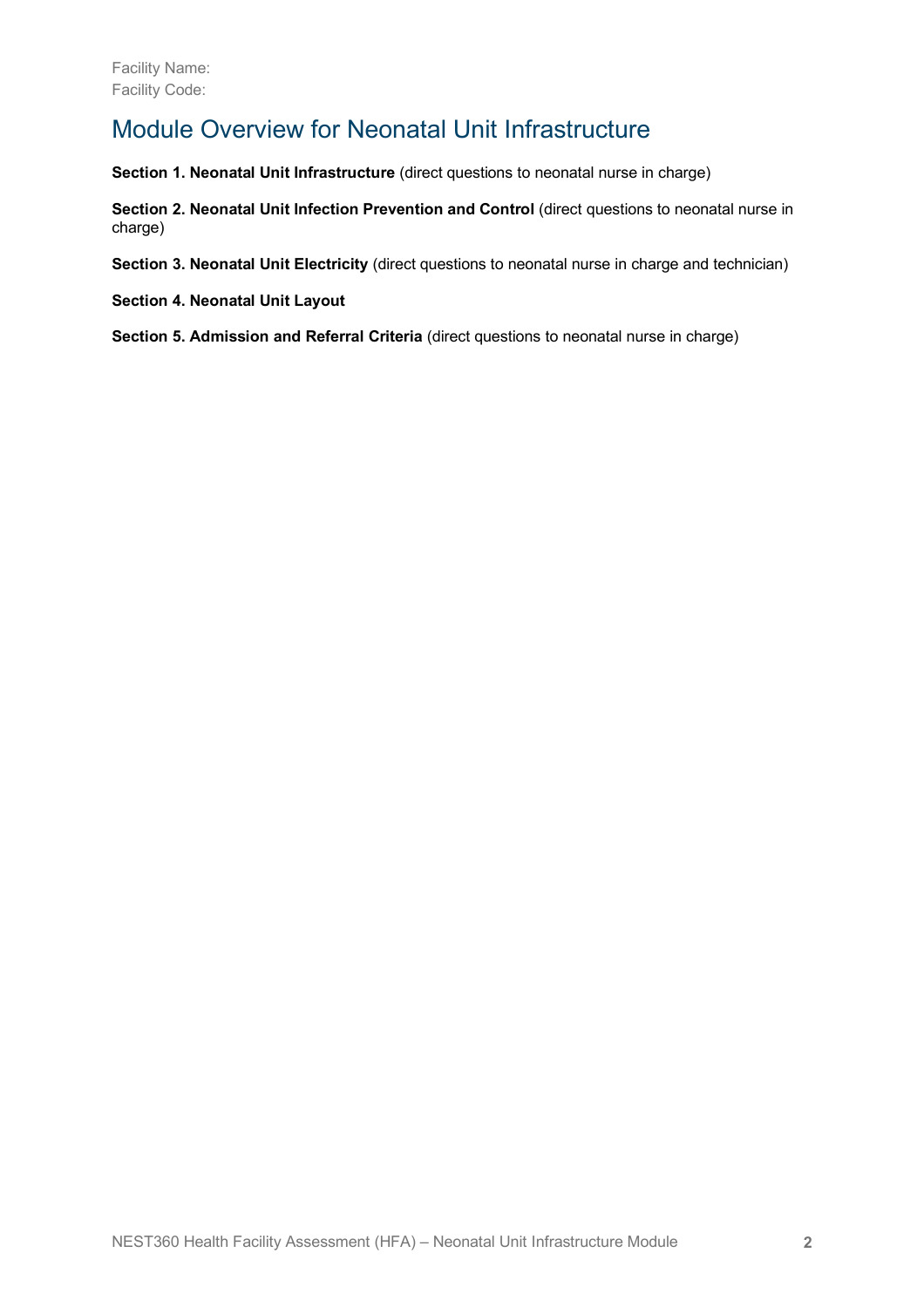Facility Name:
Facility Code:

# Module Overview for Neonatal Unit Infrastructure

**Section 1. Neonatal Unit Infrastructure** (direct questions to neonatal nurse in charge)

**Section 2. Neonatal Unit Infection Prevention and Control** (direct questions to neonatal nurse in charge)

**Section 3. Neonatal Unit Electricity** (direct questions to neonatal nurse in charge and technician)

**Section 4. Neonatal Unit Layout**

**Section 5. Admission and Referral Criteria** (direct questions to neonatal nurse in charge)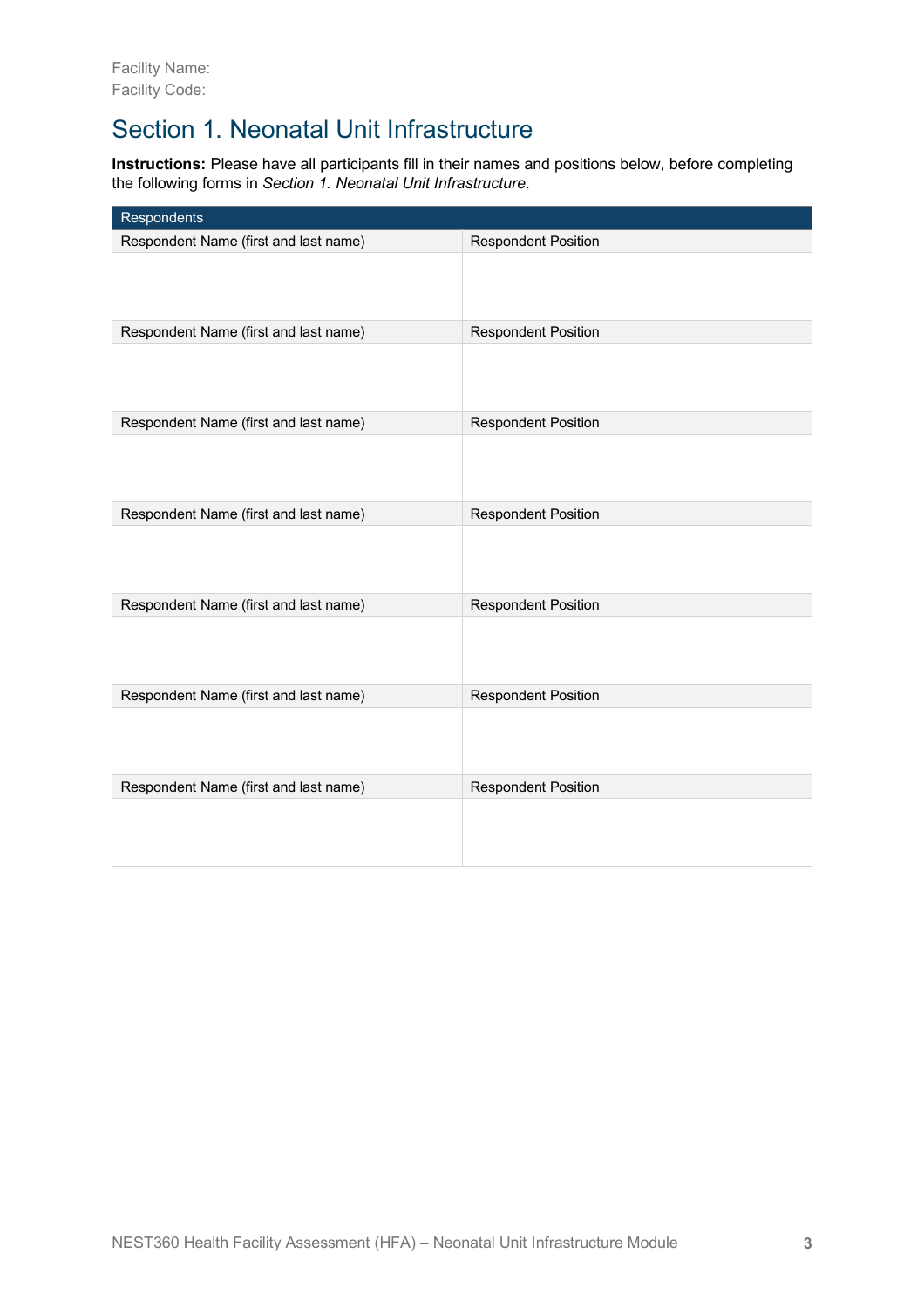Facility Name:
Facility Code:

# Section 1. Neonatal Unit Infrastructure

**Instructions:** Please have all participants fill in their names and positions below, before completing the following forms in *Section 1. Neonatal Unit Infrastructure*.

| Respondents | |
|---|---|
| Respondent Name (first and last name) | Respondent Position |
| | |
| Respondent Name (first and last name) | Respondent Position |
| | |
| Respondent Name (first and last name) | Respondent Position |
| | |
| Respondent Name (first and last name) | Respondent Position |
| | |
| Respondent Name (first and last name) | Respondent Position |
| | |
| Respondent Name (first and last name) | Respondent Position |
| | |
| Respondent Name (first and last name) | Respondent Position |
| | |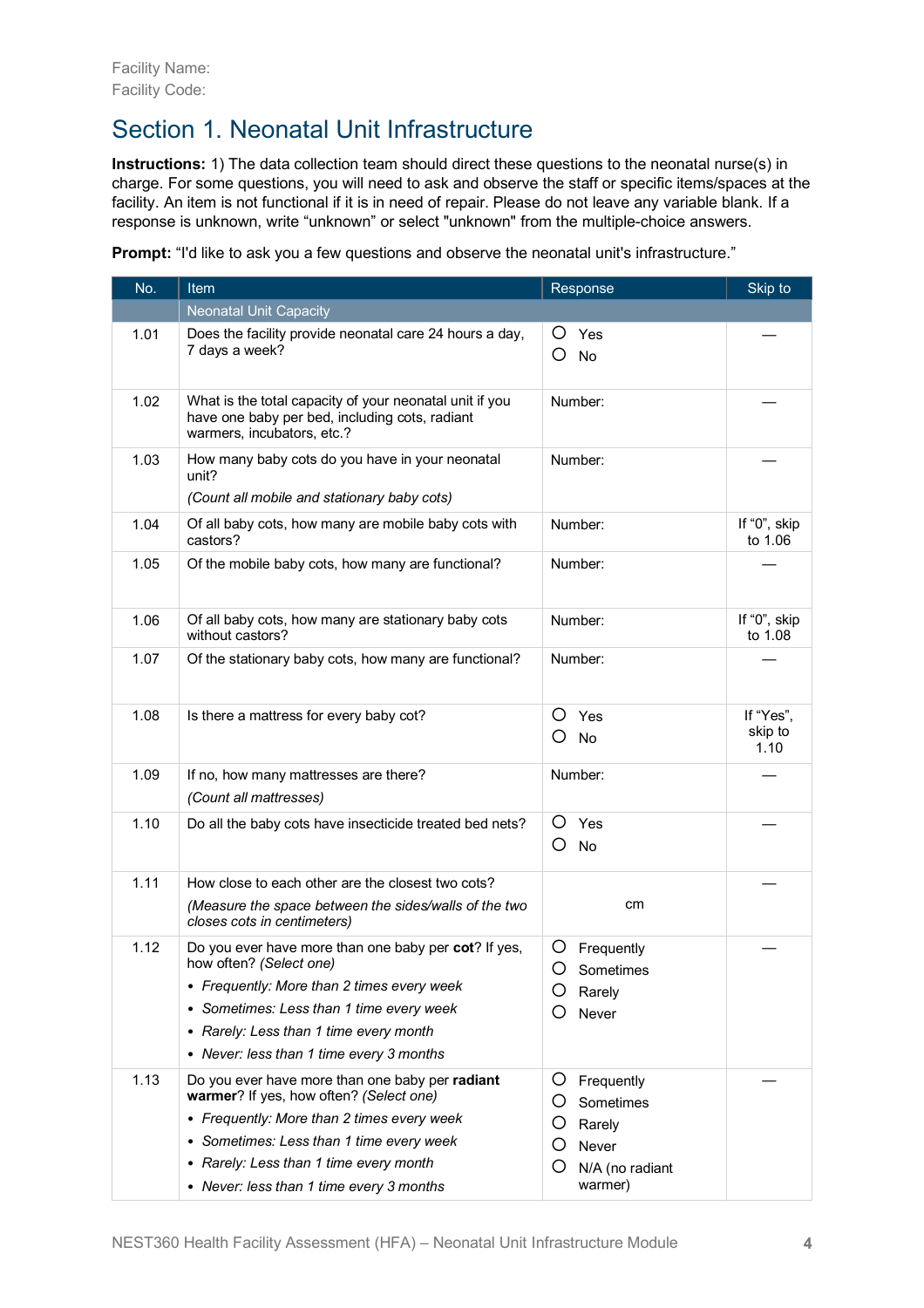Facility Name:
Facility Code:

# Section 1. Neonatal Unit Infrastructure

**Instructions:** 1) The data collection team should direct these questions to the neonatal nurse(s) in charge. For some questions, you will need to ask and observe the staff or specific items/spaces at the facility. An item is not functional if it is in need of repair. Please do not leave any variable blank. If a response is unknown, write "unknown" or select "unknown" from the multiple-choice answers.

**Prompt:** "I'd like to ask you a few questions and observe the neonatal unit's infrastructure."

| No. | Item | Response | Skip to |
|---|---|---|---|
| | Neonatal Unit Capacity | | |
| 1.01 | Does the facility provide neonatal care 24 hours a day, 7 days a week? | ○ Yes<br>○ No | — |
| 1.02 | What is the total capacity of your neonatal unit if you have one baby per bed, including cots, radiant warmers, incubators, etc.? | Number: | — |
| 1.03 | How many baby cots do you have in your neonatal unit?<br>*(Count all mobile and stationary baby cots)* | Number: | — |
| 1.04 | Of all baby cots, how many are mobile baby cots with castors? | Number: | If "0", skip to 1.06 |
| 1.05 | Of the mobile baby cots, how many are functional? | Number: | — |
| 1.06 | Of all baby cots, how many are stationary baby cots without castors? | Number: | If "0", skip to 1.08 |
| 1.07 | Of the stationary baby cots, how many are functional? | Number: | — |
| 1.08 | Is there a mattress for every baby cot? | ○ Yes<br>○ No | If "Yes", skip to 1.10 |
| 1.09 | If no, how many mattresses are there?<br>*(Count all mattresses)* | Number: | — |
| 1.10 | Do all the baby cots have insecticide treated bed nets? | ○ Yes<br>○ No | — |
| 1.11 | How close to each other are the closest two cots?<br>*(Measure the space between the sides/walls of the two closes cots in centimeters)* | cm | — |
| 1.12 | Do you ever have more than one baby per **cot**? If yes, how often? *(Select one)*<br>• *Frequently: More than 2 times every week*<br>• *Sometimes: Less than 1 time every week*<br>• *Rarely: Less than 1 time every month*<br>• *Never: less than 1 time every 3 months* | ○ Frequently<br>○ Sometimes<br>○ Rarely<br>○ Never | — |
| 1.13 | Do you ever have more than one baby per **radiant warmer**? If yes, how often? *(Select one)*<br>• *Frequently: More than 2 times every week*<br>• *Sometimes: Less than 1 time every week*<br>• *Rarely: Less than 1 time every month*<br>• *Never: less than 1 time every 3 months* | ○ Frequently<br>○ Sometimes<br>○ Rarely<br>○ Never<br>○ N/A (no radiant warmer) | — |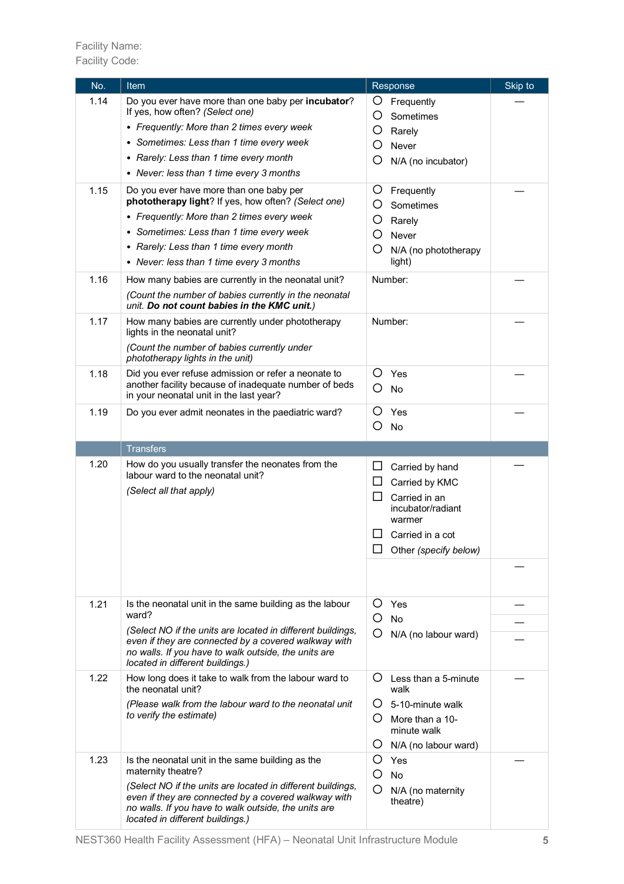Facility Name:
Facility Code:

| No. | Item | Response | Skip to |
|---|---|---|---|
| 1.14 | Do you ever have more than one baby per **incubator**? If yes, how often? *(Select one)*<br>• *Frequently: More than 2 times every week*<br>• *Sometimes: Less than 1 time every week*<br>• *Rarely: Less than 1 time every month*<br>• *Never: less than 1 time every 3 months* | ○ Frequently<br>○ Sometimes<br>○ Rarely<br>○ Never<br>○ N/A (no incubator) | — |
| 1.15 | Do you ever have more than one baby per **phototherapy light**? If yes, how often? *(Select one)*<br>• *Frequently: More than 2 times every week*<br>• *Sometimes: Less than 1 time every week*<br>• *Rarely: Less than 1 time every month*<br>• *Never: less than 1 time every 3 months* | ○ Frequently<br>○ Sometimes<br>○ Rarely<br>○ Never<br>○ N/A (no phototherapy light) | — |
| 1.16 | How many babies are currently in the neonatal unit?<br>*(Count the number of babies currently in the neonatal unit.* ***Do not count babies in the KMC unit.****)* | Number: | — |
| 1.17 | How many babies are currently under phototherapy lights in the neonatal unit?<br>*(Count the number of babies currently under phototherapy lights in the unit)* | Number: | — |
| 1.18 | Did you ever refuse admission or refer a neonate to another facility because of inadequate number of beds in your neonatal unit in the last year? | ○ Yes<br>○ No | — |
| 1.19 | Do you ever admit neonates in the paediatric ward? | ○ Yes<br>○ No | — |
| | **Transfers** | | |
| 1.20 | How do you usually transfer the neonates from the labour ward to the neonatal unit?<br>*(Select all that apply)* | ☐ Carried by hand<br>☐ Carried by KMC<br>☐ Carried in an incubator/radiant warmer<br>☐ Carried in a cot<br>☐ Other *(specify below)* | — |
| | | | — |
| 1.21 | Is the neonatal unit in the same building as the labour ward?<br>*(Select NO if the units are located in different buildings, even if they are connected by a covered walkway with no walls. If you have to walk outside, the units are located in different buildings.)* | ○ Yes<br>○ No<br>○ N/A (no labour ward) | —<br>—<br>— |
| 1.22 | How long does it take to walk from the labour ward to the neonatal unit?<br>*(Please walk from the labour ward to the neonatal unit to verify the estimate)* | ○ Less than a 5-minute walk<br>○ 5-10-minute walk<br>○ More than a 10-minute walk<br>○ N/A (no labour ward) | — |
| 1.23 | Is the neonatal unit in the same building as the maternity theatre?<br>*(Select NO if the units are located in different buildings, even if they are connected by a covered walkway with no walls. If you have to walk outside, the units are located in different buildings.)* | ○ Yes<br>○ No<br>○ N/A (no maternity theatre) | — |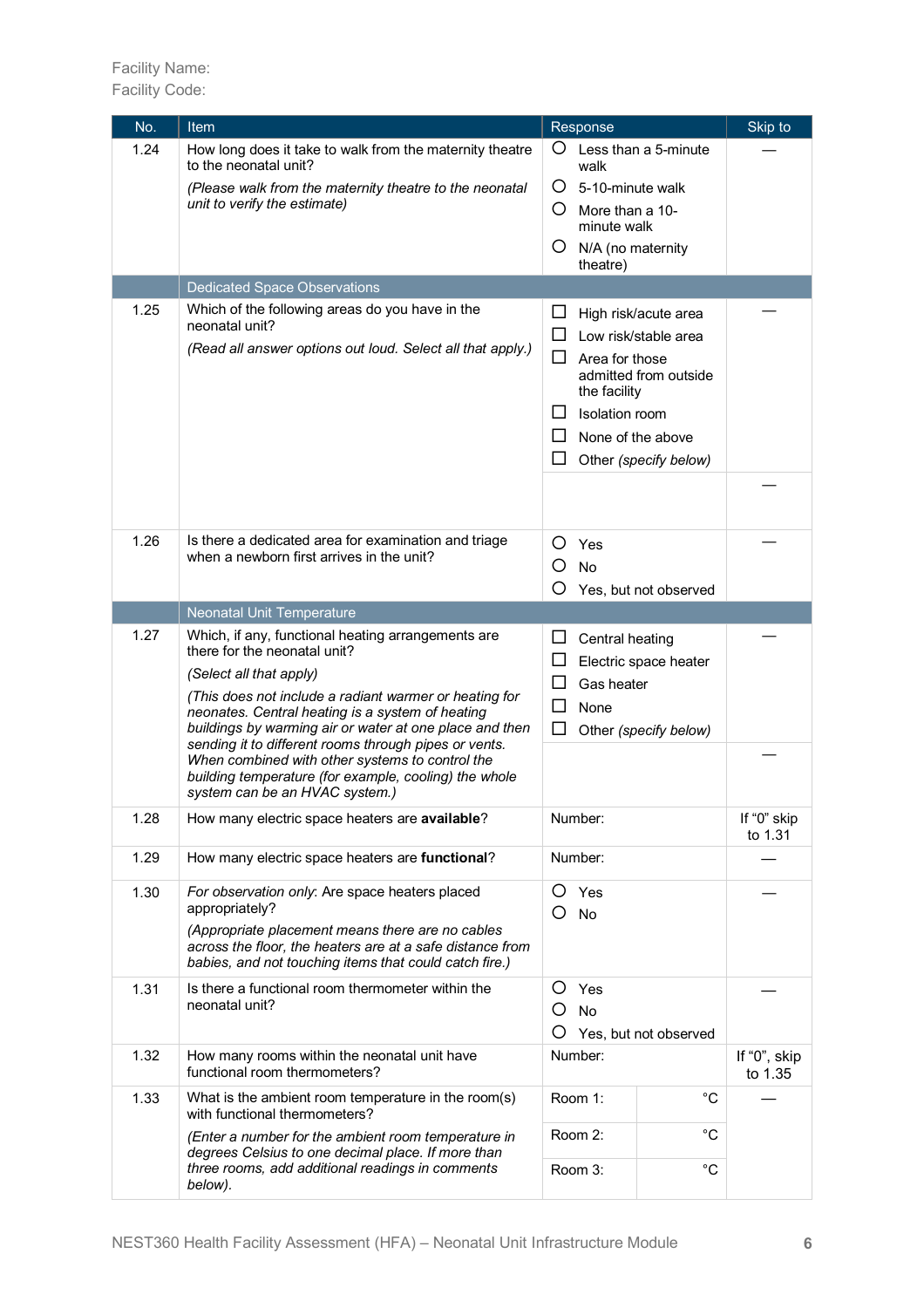Facility Name:
Facility Code:

| No. | Item | Response | | Skip to |
|---|---|---|---|---|
| 1.24 | How long does it take to walk from the maternity theatre to the neonatal unit?<br><br>*(Please walk from the maternity theatre to the neonatal unit to verify the estimate)* | ○ Less than a 5-minute walk<br>○ 5-10-minute walk<br>○ More than a 10-minute walk<br>○ N/A (no maternity theatre) | | — |
| | Dedicated Space Observations | | | |
| 1.25 | Which of the following areas do you have in the neonatal unit?<br><br>*(Read all answer options out loud. Select all that apply.)* | ☐ High risk/acute area<br>☐ Low risk/stable area<br>☐ Area for those admitted from outside the facility<br>☐ Isolation room<br>☐ None of the above<br>☐ Other *(specify below)* | | — |
| | | | | — |
| 1.26 | Is there a dedicated area for examination and triage when a newborn first arrives in the unit? | ○ Yes<br>○ No<br>○ Yes, but not observed | | — |
| | Neonatal Unit Temperature | | | |
| 1.27 | Which, if any, functional heating arrangements are there for the neonatal unit?<br><br>*(Select all that apply)*<br><br>*(This does not include a radiant warmer or heating for neonates. Central heating is a system of heating buildings by warming air or water at one place and then sending it to different rooms through pipes or vents. When combined with other systems to control the building temperature (for example, cooling) the whole system can be an HVAC system.)* | ☐ Central heating<br>☐ Electric space heater<br>☐ Gas heater<br>☐ None<br>☐ Other *(specify below)* | | — |
| | | | | — |
| 1.28 | How many electric space heaters are **available**? | Number: | | If "0" skip to 1.31 |
| 1.29 | How many electric space heaters are **functional**? | Number: | | — |
| 1.30 | *For observation only*: Are space heaters placed appropriately?<br><br>*(Appropriate placement means there are no cables across the floor, the heaters are at a safe distance from babies, and not touching items that could catch fire.)* | ○ Yes<br>○ No | | — |
| 1.31 | Is there a functional room thermometer within the neonatal unit? | ○ Yes<br>○ No<br>○ Yes, but not observed | | — |
| 1.32 | How many rooms within the neonatal unit have functional room thermometers? | Number: | | If "0", skip to 1.35 |
| 1.33 | What is the ambient room temperature in the room(s) with functional thermometers?<br><br>*(Enter a number for the ambient room temperature in degrees Celsius to one decimal place. If more than three rooms, add additional readings in comments below).* | Room 1: | °C | — |
| | | Room 2: | °C | |
| | | Room 3: | °C | |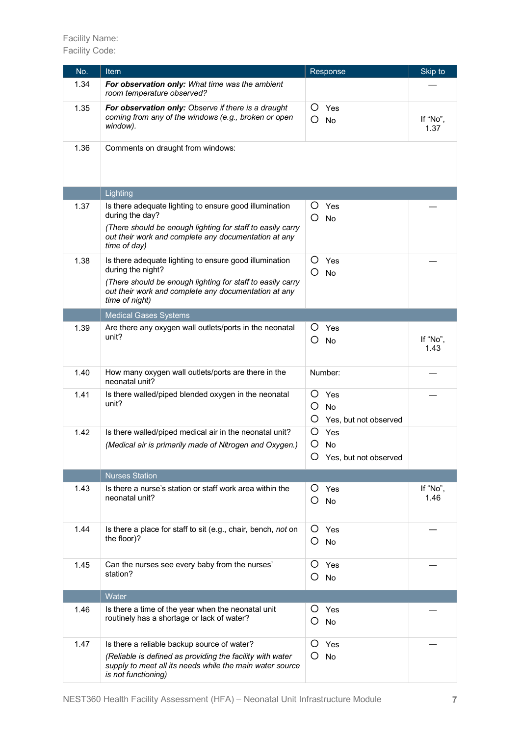Facility Name:
Facility Code:

| No. | Item | Response | Skip to |
|---|---|---|---|
| 1.34 | ***For observation only:*** *What time was the ambient room temperature observed?* | | — |
| 1.35 | ***For observation only:*** *Observe if there is a draught coming from any of the windows (e.g., broken or open window).* | ○ Yes<br>○ No | If "No", 1.37 |
| 1.36 | Comments on draught from windows: | | |
| | **Lighting** | | |
| 1.37 | Is there adequate lighting to ensure good illumination during the day?<br>*(There should be enough lighting for staff to easily carry out their work and complete any documentation at any time of day)* | ○ Yes<br>○ No | — |
| 1.38 | Is there adequate lighting to ensure good illumination during the night?<br>*(There should be enough lighting for staff to easily carry out their work and complete any documentation at any time of night)* | ○ Yes<br>○ No | — |
| | **Medical Gases Systems** | | |
| 1.39 | Are there any oxygen wall outlets/ports in the neonatal unit? | ○ Yes<br>○ No | If "No", 1.43 |
| 1.40 | How many oxygen wall outlets/ports are there in the neonatal unit? | Number: | — |
| 1.41 | Is there walled/piped blended oxygen in the neonatal unit? | ○ Yes<br>○ No<br>○ Yes, but not observed | — |
| 1.42 | Is there walled/piped medical air in the neonatal unit?<br>*(Medical air is primarily made of Nitrogen and Oxygen.)* | ○ Yes<br>○ No<br>○ Yes, but not observed | |
| | **Nurses Station** | | |
| 1.43 | Is there a nurse's station or staff work area within the neonatal unit? | ○ Yes<br>○ No | If "No", 1.46 |
| 1.44 | Is there a place for staff to sit (e.g., chair, bench, *not* on the floor)? | ○ Yes<br>○ No | — |
| 1.45 | Can the nurses see every baby from the nurses' station? | ○ Yes<br>○ No | — |
| | **Water** | | |
| 1.46 | Is there a time of the year when the neonatal unit routinely has a shortage or lack of water? | ○ Yes<br>○ No | — |
| 1.47 | Is there a reliable backup source of water?<br>*(Reliable is defined as providing the facility with water supply to meet all its needs while the main water source is not functioning)* | ○ Yes<br>○ No | — |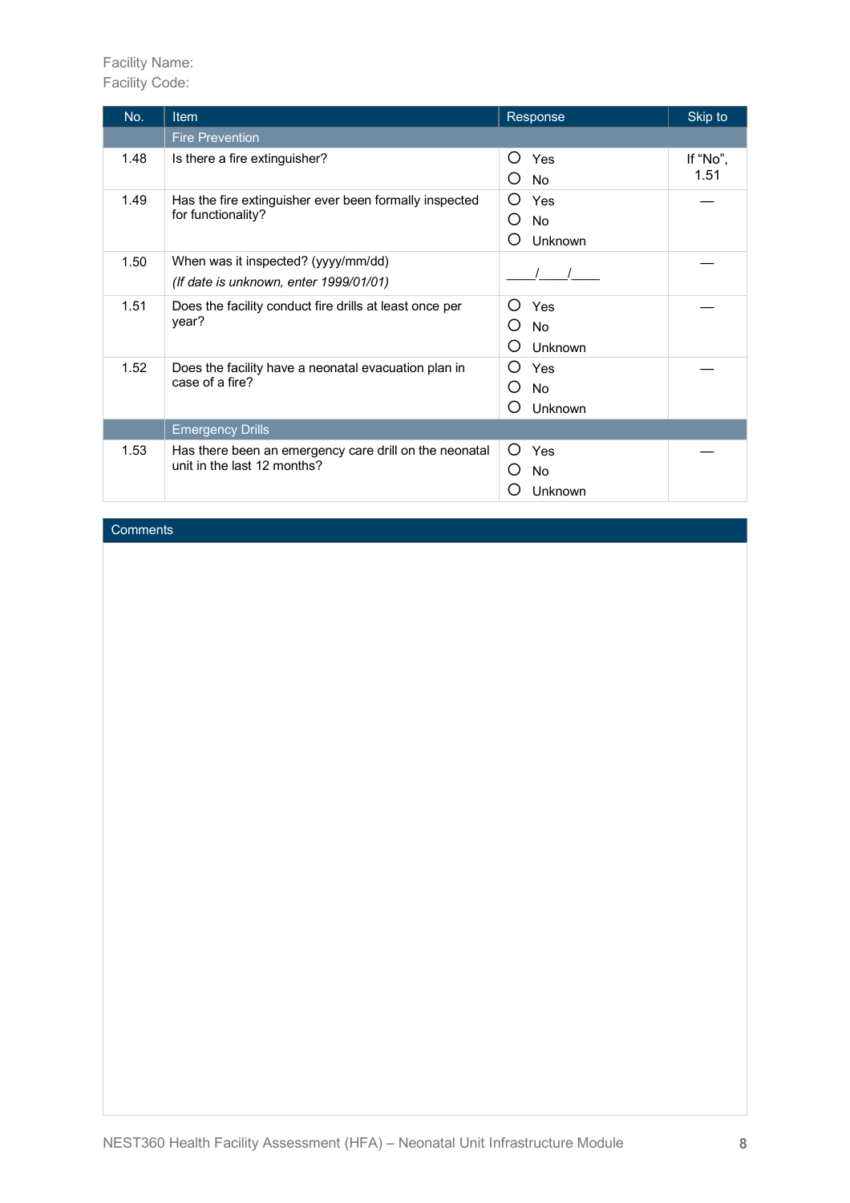Facility Name:
Facility Code:

| No. | Item | Response | Skip to |
|---|---|---|---|
| | Fire Prevention | | |
| 1.48 | Is there a fire extinguisher? | ○ Yes<br>○ No | If "No", 1.51 |
| 1.49 | Has the fire extinguisher ever been formally inspected for functionality? | ○ Yes<br>○ No<br>○ Unknown | — |
| 1.50 | When was it inspected? (yyyy/mm/dd)<br>*(If date is unknown, enter 1999/01/01)* | ____/____/____ | — |
| 1.51 | Does the facility conduct fire drills at least once per year? | ○ Yes<br>○ No<br>○ Unknown | — |
| 1.52 | Does the facility have a neonatal evacuation plan in case of a fire? | ○ Yes<br>○ No<br>○ Unknown | — |
| | Emergency Drills | | |
| 1.53 | Has there been an emergency care drill on the neonatal unit in the last 12 months? | ○ Yes<br>○ No<br>○ Unknown | — |

| Comments |
|---|
| |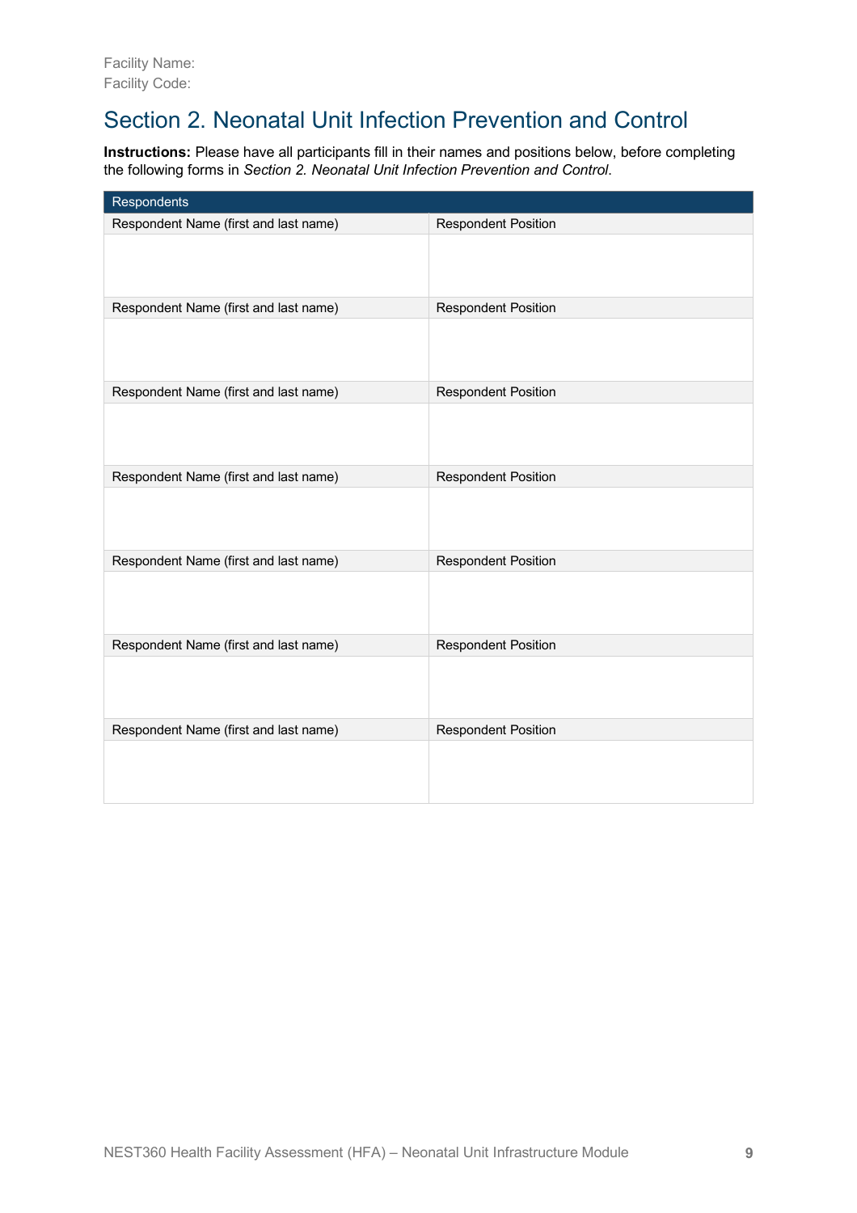Facility Name:
Facility Code:

## Section 2. Neonatal Unit Infection Prevention and Control

**Instructions:** Please have all participants fill in their names and positions below, before completing the following forms in *Section 2. Neonatal Unit Infection Prevention and Control*.

| Respondents | |
|---|---|
| Respondent Name (first and last name) | Respondent Position |
| | |
| Respondent Name (first and last name) | Respondent Position |
| | |
| Respondent Name (first and last name) | Respondent Position |
| | |
| Respondent Name (first and last name) | Respondent Position |
| | |
| Respondent Name (first and last name) | Respondent Position |
| | |
| Respondent Name (first and last name) | Respondent Position |
| | |
| Respondent Name (first and last name) | Respondent Position |
| | |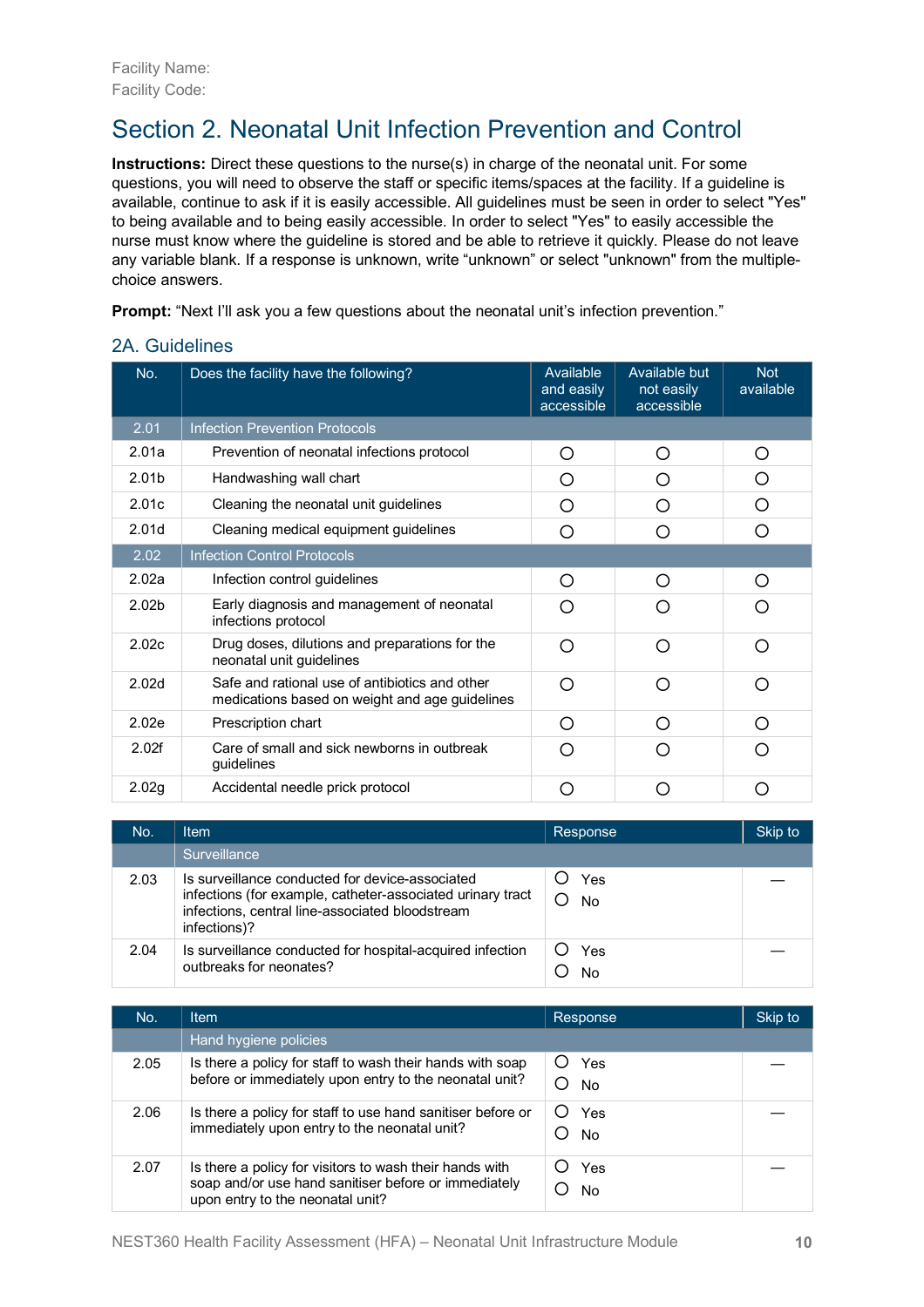Facility Name:
Facility Code:

# Section 2. Neonatal Unit Infection Prevention and Control

**Instructions:** Direct these questions to the nurse(s) in charge of the neonatal unit. For some questions, you will need to observe the staff or specific items/spaces at the facility. If a guideline is available, continue to ask if it is easily accessible. All guidelines must be seen in order to select "Yes" to being available and to being easily accessible. In order to select "Yes" to easily accessible the nurse must know where the guideline is stored and be able to retrieve it quickly. Please do not leave any variable blank. If a response is unknown, write "unknown" or select "unknown" from the multiple-choice answers.

**Prompt:** "Next I'll ask you a few questions about the neonatal unit's infection prevention."

## 2A. Guidelines

| No. | Does the facility have the following? | Available and easily accessible | Available but not easily accessible | Not available |
|---|---|---|---|---|
| 2.01 | Infection Prevention Protocols | | | |
| 2.01a | Prevention of neonatal infections protocol | ○ | ○ | ○ |
| 2.01b | Handwashing wall chart | ○ | ○ | ○ |
| 2.01c | Cleaning the neonatal unit guidelines | ○ | ○ | ○ |
| 2.01d | Cleaning medical equipment guidelines | ○ | ○ | ○ |
| 2.02 | Infection Control Protocols | | | |
| 2.02a | Infection control guidelines | ○ | ○ | ○ |
| 2.02b | Early diagnosis and management of neonatal infections protocol | ○ | ○ | ○ |
| 2.02c | Drug doses, dilutions and preparations for the neonatal unit guidelines | ○ | ○ | ○ |
| 2.02d | Safe and rational use of antibiotics and other medications based on weight and age guidelines | ○ | ○ | ○ |
| 2.02e | Prescription chart | ○ | ○ | ○ |
| 2.02f | Care of small and sick newborns in outbreak guidelines | ○ | ○ | ○ |
| 2.02g | Accidental needle prick protocol | ○ | ○ | ○ |

| No. | Item | Response | Skip to |
|---|---|---|---|
| | Surveillance | | |
| 2.03 | Is surveillance conducted for device-associated infections (for example, catheter-associated urinary tract infections, central line-associated bloodstream infections)? | ○ Yes<br>○ No | — |
| 2.04 | Is surveillance conducted for hospital-acquired infection outbreaks for neonates? | ○ Yes<br>○ No | — |

| No. | Item | Response | Skip to |
|---|---|---|---|
| | Hand hygiene policies | | |
| 2.05 | Is there a policy for staff to wash their hands with soap before or immediately upon entry to the neonatal unit? | ○ Yes<br>○ No | — |
| 2.06 | Is there a policy for staff to use hand sanitiser before or immediately upon entry to the neonatal unit? | ○ Yes<br>○ No | — |
| 2.07 | Is there a policy for visitors to wash their hands with soap and/or use hand sanitiser before or immediately upon entry to the neonatal unit? | ○ Yes<br>○ No | — |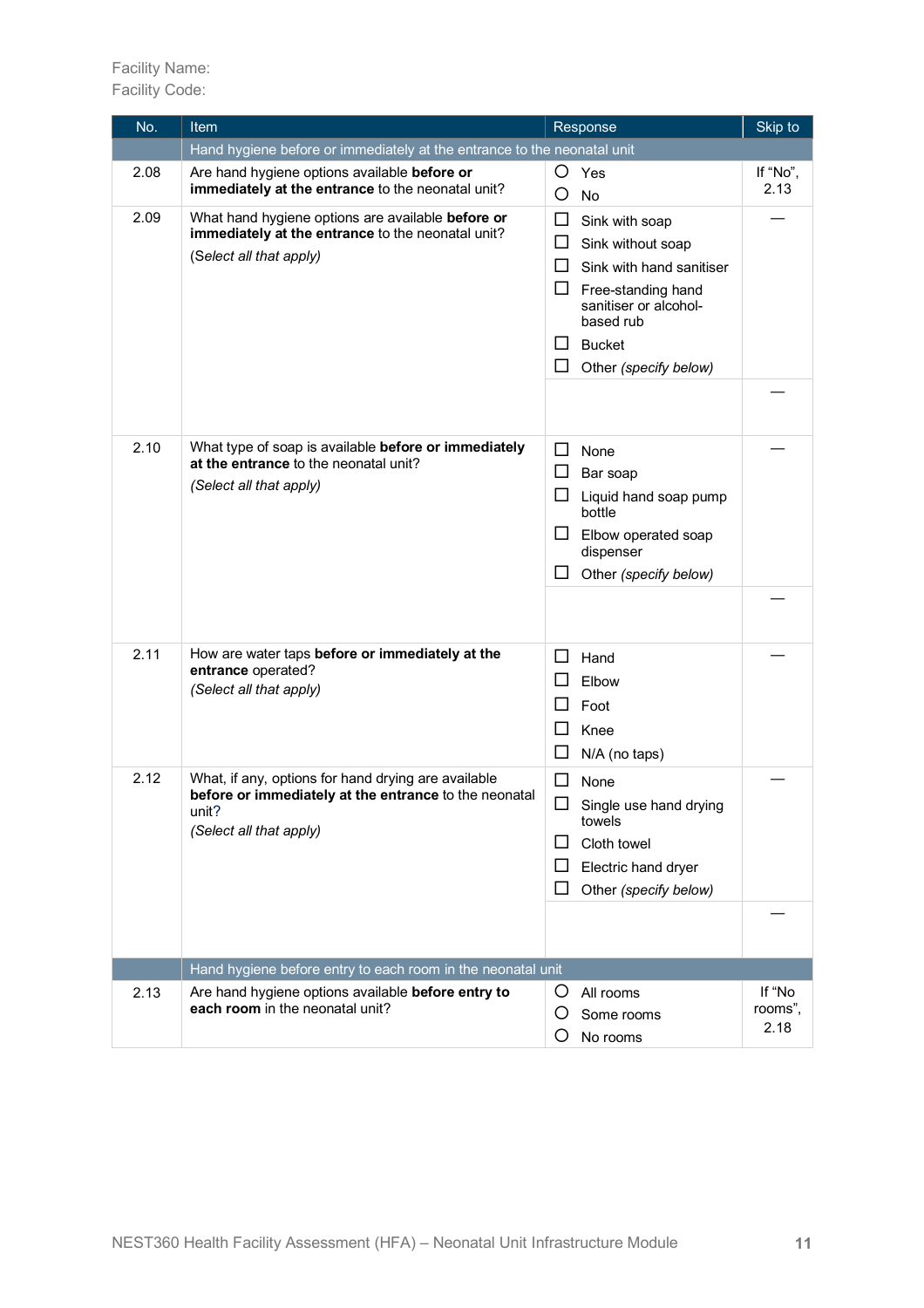Facility Name:
Facility Code:

| No. | Item | Response | Skip to |
|---|---|---|---|
| | Hand hygiene before or immediately at the entrance to the neonatal unit | | |
| 2.08 | Are hand hygiene options available **before or immediately at the entrance** to the neonatal unit? | ○ Yes<br>○ No | If "No", 2.13 |
| 2.09 | What hand hygiene options are available **before or immediately at the entrance** to the neonatal unit?<br>*(Select all that apply)* | ☐ Sink with soap<br>☐ Sink without soap<br>☐ Sink with hand sanitiser<br>☐ Free-standing hand sanitiser or alcohol-based rub<br>☐ Bucket<br>☐ Other *(specify below)* | — |
| | | | — |
| 2.10 | What type of soap is available **before or immediately at the entrance** to the neonatal unit?<br>*(Select all that apply)* | ☐ None<br>☐ Bar soap<br>☐ Liquid hand soap pump bottle<br>☐ Elbow operated soap dispenser<br>☐ Other *(specify below)* | — |
| | | | — |
| 2.11 | How are water taps **before or immediately at the entrance** operated?<br>*(Select all that apply)* | ☐ Hand<br>☐ Elbow<br>☐ Foot<br>☐ Knee<br>☐ N/A (no taps) | — |
| 2.12 | What, if any, options for hand drying are available **before or immediately at the entrance** to the neonatal unit?<br>*(Select all that apply)* | ☐ None<br>☐ Single use hand drying towels<br>☐ Cloth towel<br>☐ Electric hand dryer<br>☐ Other *(specify below)* | — |
| | | | — |
| | Hand hygiene before entry to each room in the neonatal unit | | |
| 2.13 | Are hand hygiene options available **before entry to each room** in the neonatal unit? | ○ All rooms<br>○ Some rooms<br>○ No rooms | If "No rooms", 2.18 |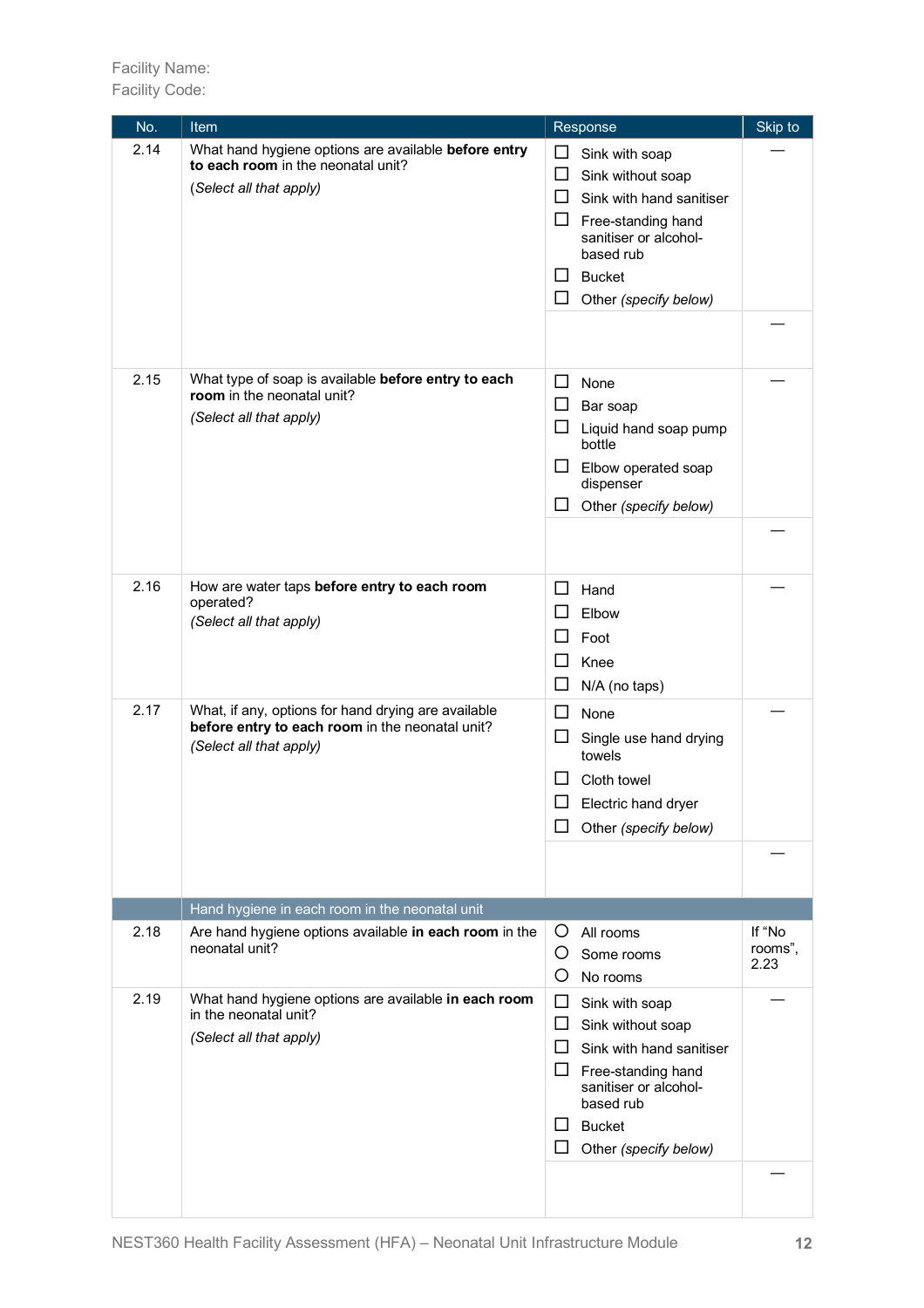Facility Name:
Facility Code:

| No. | Item | Response | Skip to |
|---|---|---|---|
| 2.14 | What hand hygiene options are available **before entry to each room** in the neonatal unit?<br>*(Select all that apply)* | ☐ Sink with soap<br>☐ Sink without soap<br>☐ Sink with hand sanitiser<br>☐ Free-standing hand sanitiser or alcohol-based rub<br>☐ Bucket<br>☐ Other *(specify below)* | — |
| | | | — |
| 2.15 | What type of soap is available **before entry to each room** in the neonatal unit?<br>*(Select all that apply)* | ☐ None<br>☐ Bar soap<br>☐ Liquid hand soap pump bottle<br>☐ Elbow operated soap dispenser<br>☐ Other *(specify below)* | — |
| | | | — |
| 2.16 | How are water taps **before entry to each room** operated?<br>*(Select all that apply)* | ☐ Hand<br>☐ Elbow<br>☐ Foot<br>☐ Knee<br>☐ N/A (no taps) | — |
| 2.17 | What, if any, options for hand drying are available **before entry to each room** in the neonatal unit?<br>*(Select all that apply)* | ☐ None<br>☐ Single use hand drying towels<br>☐ Cloth towel<br>☐ Electric hand dryer<br>☐ Other *(specify below)* | — |
| | | | — |
| | Hand hygiene in each room in the neonatal unit | | |
| 2.18 | Are hand hygiene options available **in each room** in the neonatal unit? | ○ All rooms<br>○ Some rooms<br>○ No rooms | If "No rooms", 2.23 |
| 2.19 | What hand hygiene options are available **in each room** in the neonatal unit?<br>*(Select all that apply)* | ☐ Sink with soap<br>☐ Sink without soap<br>☐ Sink with hand sanitiser<br>☐ Free-standing hand sanitiser or alcohol-based rub<br>☐ Bucket<br>☐ Other *(specify below)* | — |
| | | | — |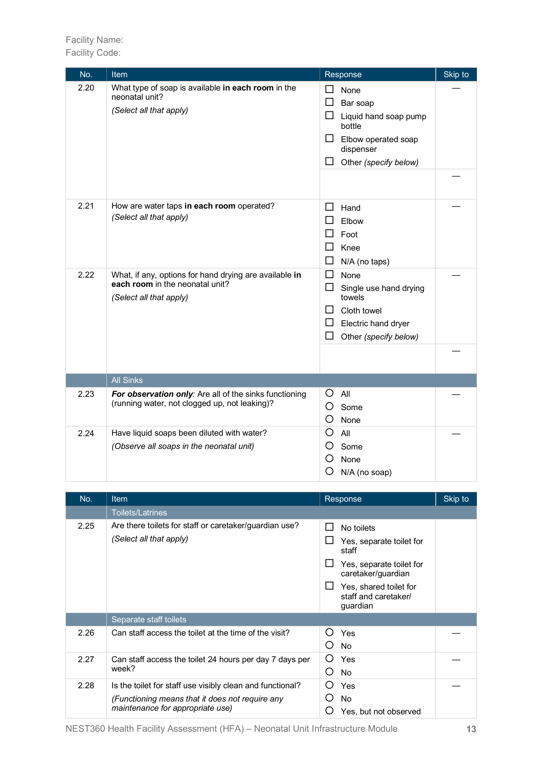Facility Name:
Facility Code:

| No. | Item | Response | Skip to |
|---|---|---|---|
| 2.20 | What type of soap is available **in each room** in the neonatal unit?<br>*(Select all that apply)* | ☐ None<br>☐ Bar soap<br>☐ Liquid hand soap pump bottle<br>☐ Elbow operated soap dispenser<br>☐ Other *(specify below)* | — |
| | | | — |
| 2.21 | How are water taps **in each room** operated?<br>*(Select all that apply)* | ☐ Hand<br>☐ Elbow<br>☐ Foot<br>☐ Knee<br>☐ N/A (no taps) | — |
| 2.22 | What, if any, options for hand drying are available **in each room** in the neonatal unit?<br>*(Select all that apply)* | ☐ None<br>☐ Single use hand drying towels<br>☐ Cloth towel<br>☐ Electric hand dryer<br>☐ Other *(specify below)* | — |
| | | | — |
| | **All Sinks** | | |
| 2.23 | ***For observation only**: Are all of the sinks functioning (running water, not clogged up, not leaking)?* | ○ All<br>○ Some<br>○ None | — |
| 2.24 | Have liquid soaps been diluted with water?<br>*(Observe all soaps in the neonatal unit)* | ○ All<br>○ Some<br>○ None<br>○ N/A (no soap) | — |

| No. | Item | Response | Skip to |
|---|---|---|---|
| | **Toilets/Latrines** | | |
| 2.25 | Are there toilets for staff or caretaker/guardian use?<br>*(Select all that apply)* | ☐ No toilets<br>☐ Yes, separate toilet for staff<br>☐ Yes, separate toilet for caretaker/guardian<br>☐ Yes, shared toilet for staff and caretaker/ guardian | |
| | **Separate staff toilets** | | |
| 2.26 | Can staff access the toilet at the time of the visit? | ○ Yes<br>○ No | — |
| 2.27 | Can staff access the toilet 24 hours per day 7 days per week? | ○ Yes<br>○ No | — |
| 2.28 | Is the toilet for staff use visibly clean and functional?<br>*(Functioning means that it does not require any maintenance for appropriate use)* | ○ Yes<br>○ No<br>○ Yes, but not observed | — |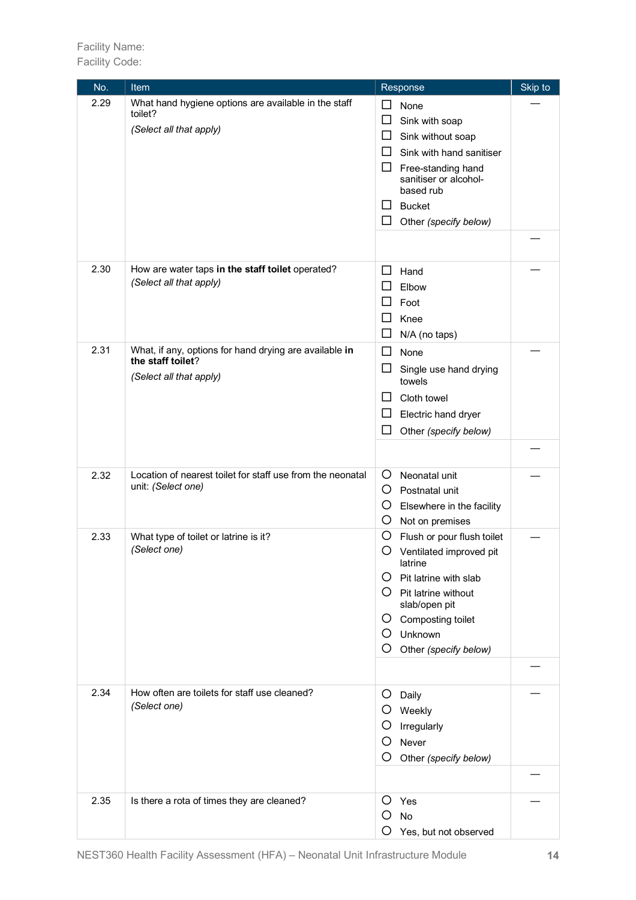Facility Name:
Facility Code:

| No. | Item | Response | Skip to |
|---|---|---|---|
| 2.29 | What hand hygiene options are available in the staff toilet?<br>*(Select all that apply)* | ☐ None<br>☐ Sink with soap<br>☐ Sink without soap<br>☐ Sink with hand sanitiser<br>☐ Free-standing hand sanitiser or alcohol-based rub<br>☐ Bucket<br>☐ Other *(specify below)* | — |
| | | | — |
| 2.30 | How are water taps **in the staff toilet** operated?<br>*(Select all that apply)* | ☐ Hand<br>☐ Elbow<br>☐ Foot<br>☐ Knee<br>☐ N/A (no taps) | — |
| 2.31 | What, if any, options for hand drying are available **in the staff toilet**?<br>*(Select all that apply)* | ☐ None<br>☐ Single use hand drying towels<br>☐ Cloth towel<br>☐ Electric hand dryer<br>☐ Other *(specify below)* | — |
| | | | — |
| 2.32 | Location of nearest toilet for staff use from the neonatal unit: *(Select one)* | ○ Neonatal unit<br>○ Postnatal unit<br>○ Elsewhere in the facility<br>○ Not on premises | — |
| 2.33 | What type of toilet or latrine is it?<br>*(Select one)* | ○ Flush or pour flush toilet<br>○ Ventilated improved pit latrine<br>○ Pit latrine with slab<br>○ Pit latrine without slab/open pit<br>○ Composting toilet<br>○ Unknown<br>○ Other *(specify below)* | — |
| | | | — |
| 2.34 | How often are toilets for staff use cleaned?<br>*(Select one)* | ○ Daily<br>○ Weekly<br>○ Irregularly<br>○ Never<br>○ Other *(specify below)* | — |
| | | | — |
| 2.35 | Is there a rota of times they are cleaned? | ○ Yes<br>○ No<br>○ Yes, but not observed | — |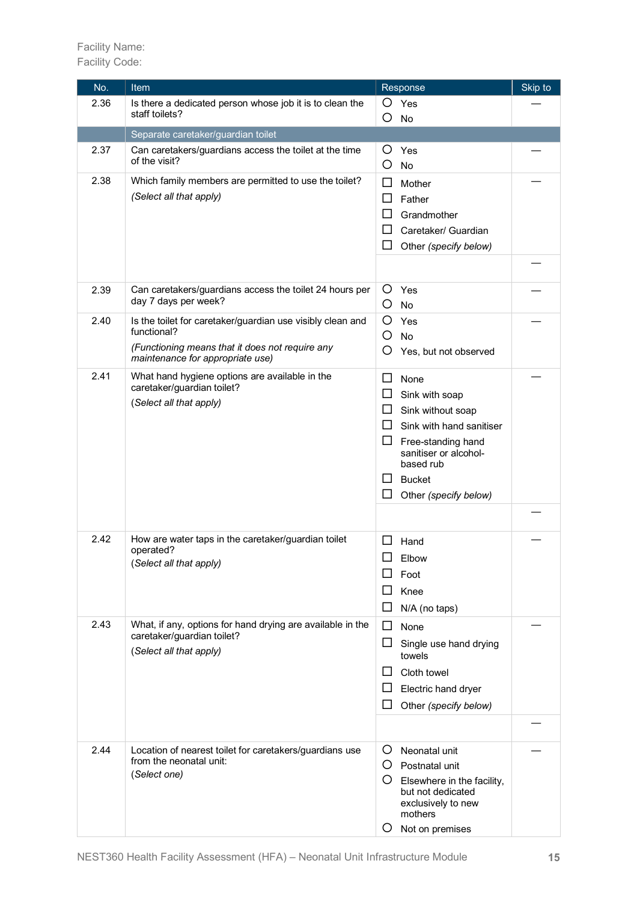Facility Name:
Facility Code:

| No. | Item | Response | Skip to |
|---|---|---|---|
| 2.36 | Is there a dedicated person whose job it is to clean the staff toilets? | ○ Yes<br>○ No | — |
| | **Separate caretaker/guardian toilet** | | |
| 2.37 | Can caretakers/guardians access the toilet at the time of the visit? | ○ Yes<br>○ No | — |
| 2.38 | Which family members are permitted to use the toilet?<br>*(Select all that apply)* | ☐ Mother<br>☐ Father<br>☐ Grandmother<br>☐ Caretaker/ Guardian<br>☐ Other *(specify below)* | — |
| | | | — |
| 2.39 | Can caretakers/guardians access the toilet 24 hours per day 7 days per week? | ○ Yes<br>○ No | — |
| 2.40 | Is the toilet for caretaker/guardian use visibly clean and functional?<br>*(Functioning means that it does not require any maintenance for appropriate use)* | ○ Yes<br>○ No<br>○ Yes, but not observed | — |
| 2.41 | What hand hygiene options are available in the caretaker/guardian toilet?<br>*(Select all that apply)* | ☐ None<br>☐ Sink with soap<br>☐ Sink without soap<br>☐ Sink with hand sanitiser<br>☐ Free-standing hand sanitiser or alcohol-based rub<br>☐ Bucket<br>☐ Other *(specify below)* | — |
| | | | — |
| 2.42 | How are water taps in the caretaker/guardian toilet operated?<br>*(Select all that apply)* | ☐ Hand<br>☐ Elbow<br>☐ Foot<br>☐ Knee<br>☐ N/A (no taps) | — |
| 2.43 | What, if any, options for hand drying are available in the caretaker/guardian toilet?<br>*(Select all that apply)* | ☐ None<br>☐ Single use hand drying towels<br>☐ Cloth towel<br>☐ Electric hand dryer<br>☐ Other *(specify below)* | — |
| | | | — |
| 2.44 | Location of nearest toilet for caretakers/guardians use from the neonatal unit:<br>*(Select one)* | ○ Neonatal unit<br>○ Postnatal unit<br>○ Elsewhere in the facility, but not dedicated exclusively to new mothers<br>○ Not on premises | — |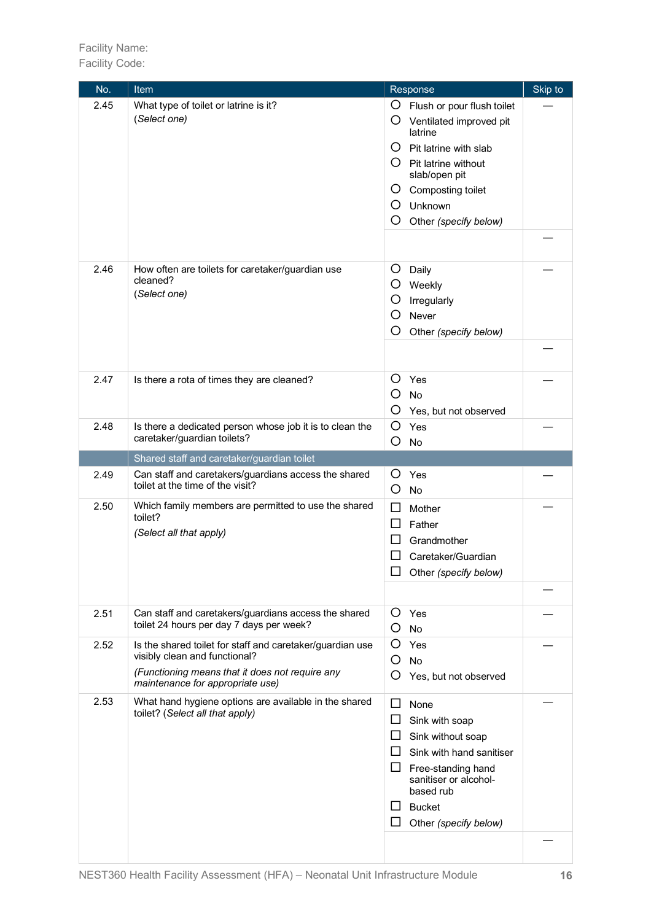Facility Name:
Facility Code:

| No. | Item | Response | Skip to |
|---|---|---|---|
| 2.45 | What type of toilet or latrine is it?<br>(*Select one*) | ○ Flush or pour flush toilet<br>○ Ventilated improved pit latrine<br>○ Pit latrine with slab<br>○ Pit latrine without slab/open pit<br>○ Composting toilet<br>○ Unknown<br>○ Other *(specify below)* | — |
| | | | — |
| 2.46 | How often are toilets for caretaker/guardian use cleaned?<br>(*Select one*) | ○ Daily<br>○ Weekly<br>○ Irregularly<br>○ Never<br>○ Other *(specify below)* | — |
| | | | — |
| 2.47 | Is there a rota of times they are cleaned? | ○ Yes<br>○ No<br>○ Yes, but not observed | — |
| 2.48 | Is there a dedicated person whose job it is to clean the caretaker/guardian toilets? | ○ Yes<br>○ No | — |
| | **Shared staff and caretaker/guardian toilet** | | |
| 2.49 | Can staff and caretakers/guardians access the shared toilet at the time of the visit? | ○ Yes<br>○ No | — |
| 2.50 | Which family members are permitted to use the shared toilet?<br>*(Select all that apply)* | ☐ Mother<br>☐ Father<br>☐ Grandmother<br>☐ Caretaker/Guardian<br>☐ Other *(specify below)* | — |
| | | | — |
| 2.51 | Can staff and caretakers/guardians access the shared toilet 24 hours per day 7 days per week? | ○ Yes<br>○ No | — |
| 2.52 | Is the shared toilet for staff and caretaker/guardian use visibly clean and functional?<br>*(Functioning means that it does not require any maintenance for appropriate use)* | ○ Yes<br>○ No<br>○ Yes, but not observed | — |
| 2.53 | What hand hygiene options are available in the shared toilet? (*Select all that apply)* | ☐ None<br>☐ Sink with soap<br>☐ Sink without soap<br>☐ Sink with hand sanitiser<br>☐ Free-standing hand sanitiser or alcohol-based rub<br>☐ Bucket<br>☐ Other *(specify below)* | — |
| | | | — |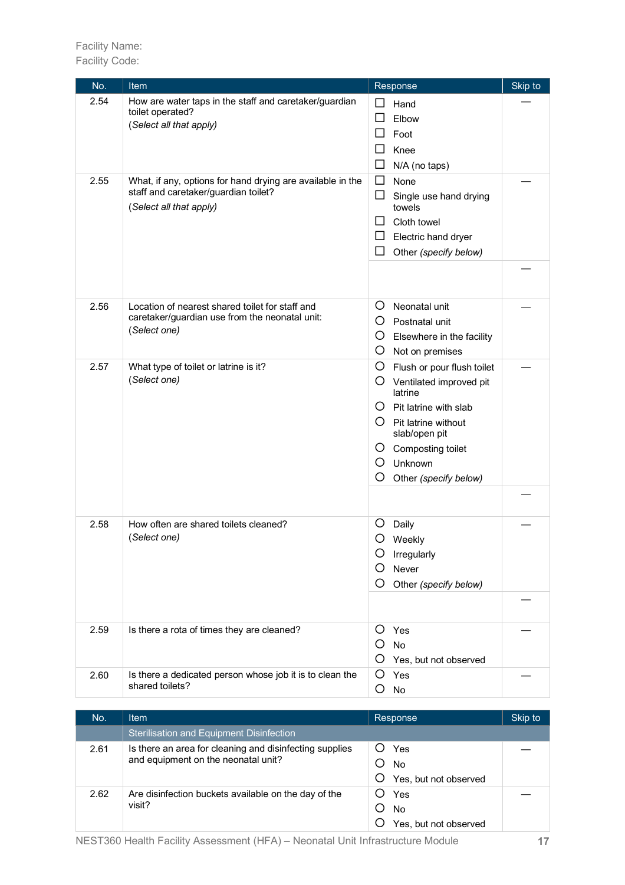Facility Name:
Facility Code:

| No. | Item | Response | Skip to |
|---|---|---|---|
| 2.54 | How are water taps in the staff and caretaker/guardian toilet operated?<br>*(Select all that apply)* | ☐ Hand<br>☐ Elbow<br>☐ Foot<br>☐ Knee<br>☐ N/A (no taps) | — |
| 2.55 | What, if any, options for hand drying are available in the staff and caretaker/guardian toilet?<br>*(Select all that apply)* | ☐ None<br>☐ Single use hand drying towels<br>☐ Cloth towel<br>☐ Electric hand dryer<br>☐ Other *(specify below)* | — |
| | | | — |
| 2.56 | Location of nearest shared toilet for staff and caretaker/guardian use from the neonatal unit:<br>*(Select one)* | ○ Neonatal unit<br>○ Postnatal unit<br>○ Elsewhere in the facility<br>○ Not on premises | — |
| 2.57 | What type of toilet or latrine is it?<br>*(Select one)* | ○ Flush or pour flush toilet<br>○ Ventilated improved pit latrine<br>○ Pit latrine with slab<br>○ Pit latrine without slab/open pit<br>○ Composting toilet<br>○ Unknown<br>○ Other *(specify below)* | — |
| | | | — |
| 2.58 | How often are shared toilets cleaned?<br>*(Select one)* | ○ Daily<br>○ Weekly<br>○ Irregularly<br>○ Never<br>○ Other *(specify below)* | — |
| | | | — |
| 2.59 | Is there a rota of times they are cleaned? | ○ Yes<br>○ No<br>○ Yes, but not observed | — |
| 2.60 | Is there a dedicated person whose job it is to clean the shared toilets? | ○ Yes<br>○ No | — |

| No. | Item | Response | Skip to |
|---|---|---|---|
| | **Sterilisation and Equipment Disinfection** | | |
| 2.61 | Is there an area for cleaning and disinfecting supplies and equipment on the neonatal unit? | ○ Yes<br>○ No<br>○ Yes, but not observed | — |
| 2.62 | Are disinfection buckets available on the day of the visit? | ○ Yes<br>○ No<br>○ Yes, but not observed | — |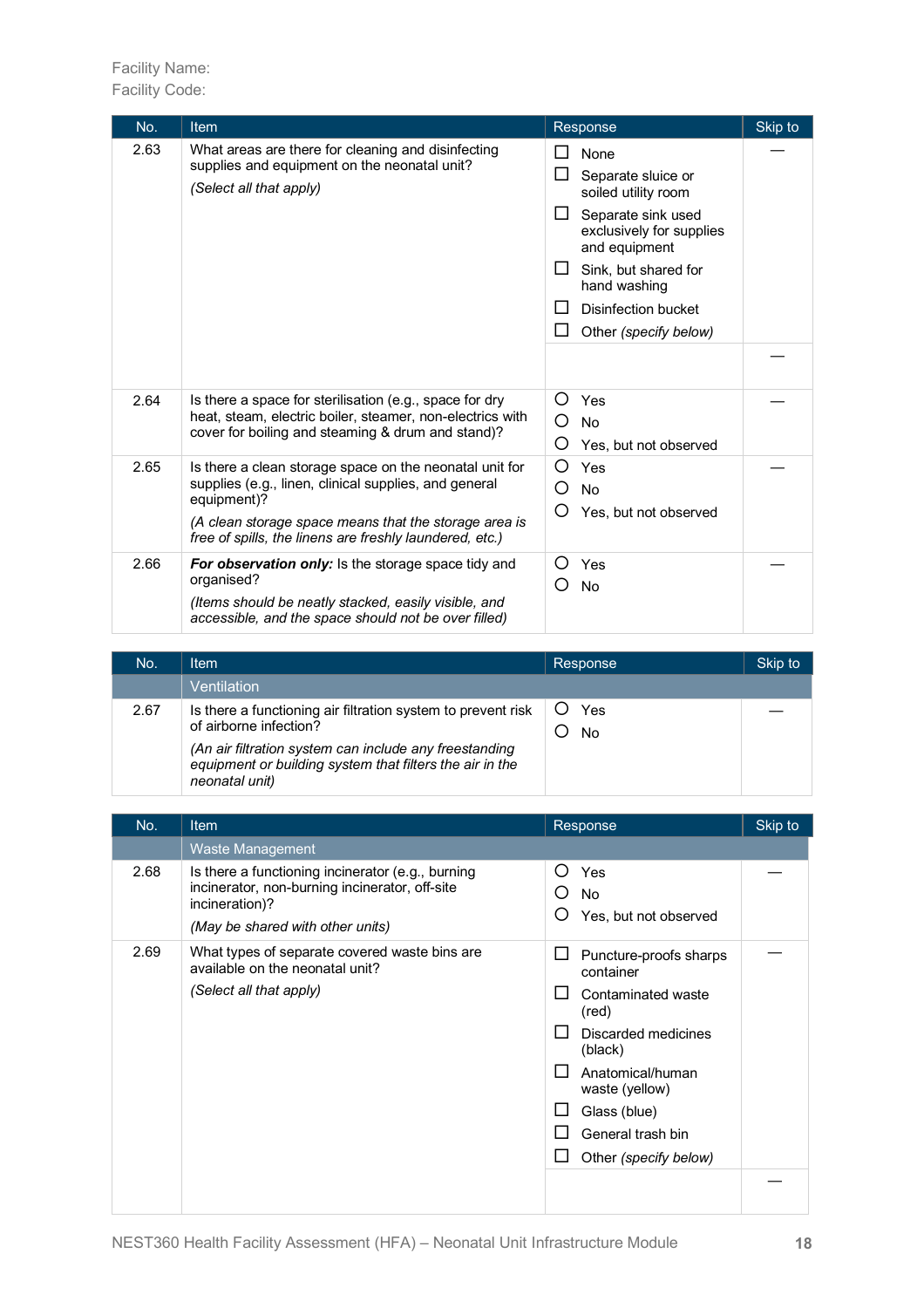Facility Name:
Facility Code:

| No. | Item | Response | Skip to |
|---|---|---|---|
| 2.63 | What areas are there for cleaning and disinfecting supplies and equipment on the neonatal unit? *(Select all that apply)* | ☐ None<br>☐ Separate sluice or soiled utility room<br>☐ Separate sink used exclusively for supplies and equipment<br>☐ Sink, but shared for hand washing<br>☐ Disinfection bucket<br>☐ Other *(specify below)* | — |
| | | | — |
| 2.64 | Is there a space for sterilisation (e.g., space for dry heat, steam, electric boiler, steamer, non-electrics with cover for boiling and steaming & drum and stand)? | ○ Yes<br>○ No<br>○ Yes, but not observed | — |
| 2.65 | Is there a clean storage space on the neonatal unit for supplies (e.g., linen, clinical supplies, and general equipment)?<br>*(A clean storage space means that the storage area is free of spills, the linens are freshly laundered, etc.)* | ○ Yes<br>○ No<br>○ Yes, but not observed | — |
| 2.66 | ***For observation only:*** Is the storage space tidy and organised?<br>*(Items should be neatly stacked, easily visible, and accessible, and the space should not be over filled)* | ○ Yes<br>○ No | — |

| No. | Item | Response | Skip to |
|---|---|---|---|
| | Ventilation | | |
| 2.67 | Is there a functioning air filtration system to prevent risk of airborne infection?<br>*(An air filtration system can include any freestanding equipment or building system that filters the air in the neonatal unit)* | ○ Yes<br>○ No | — |

| No. | Item | Response | Skip to |
|---|---|---|---|
| | Waste Management | | |
| 2.68 | Is there a functioning incinerator (e.g., burning incinerator, non-burning incinerator, off-site incineration)?<br>*(May be shared with other units)* | ○ Yes<br>○ No<br>○ Yes, but not observed | — |
| 2.69 | What types of separate covered waste bins are available on the neonatal unit?<br>*(Select all that apply)* | ☐ Puncture-proofs sharps container<br>☐ Contaminated waste (red)<br>☐ Discarded medicines (black)<br>☐ Anatomical/human waste (yellow)<br>☐ Glass (blue)<br>☐ General trash bin<br>☐ Other *(specify below)* | — |
| | | | — |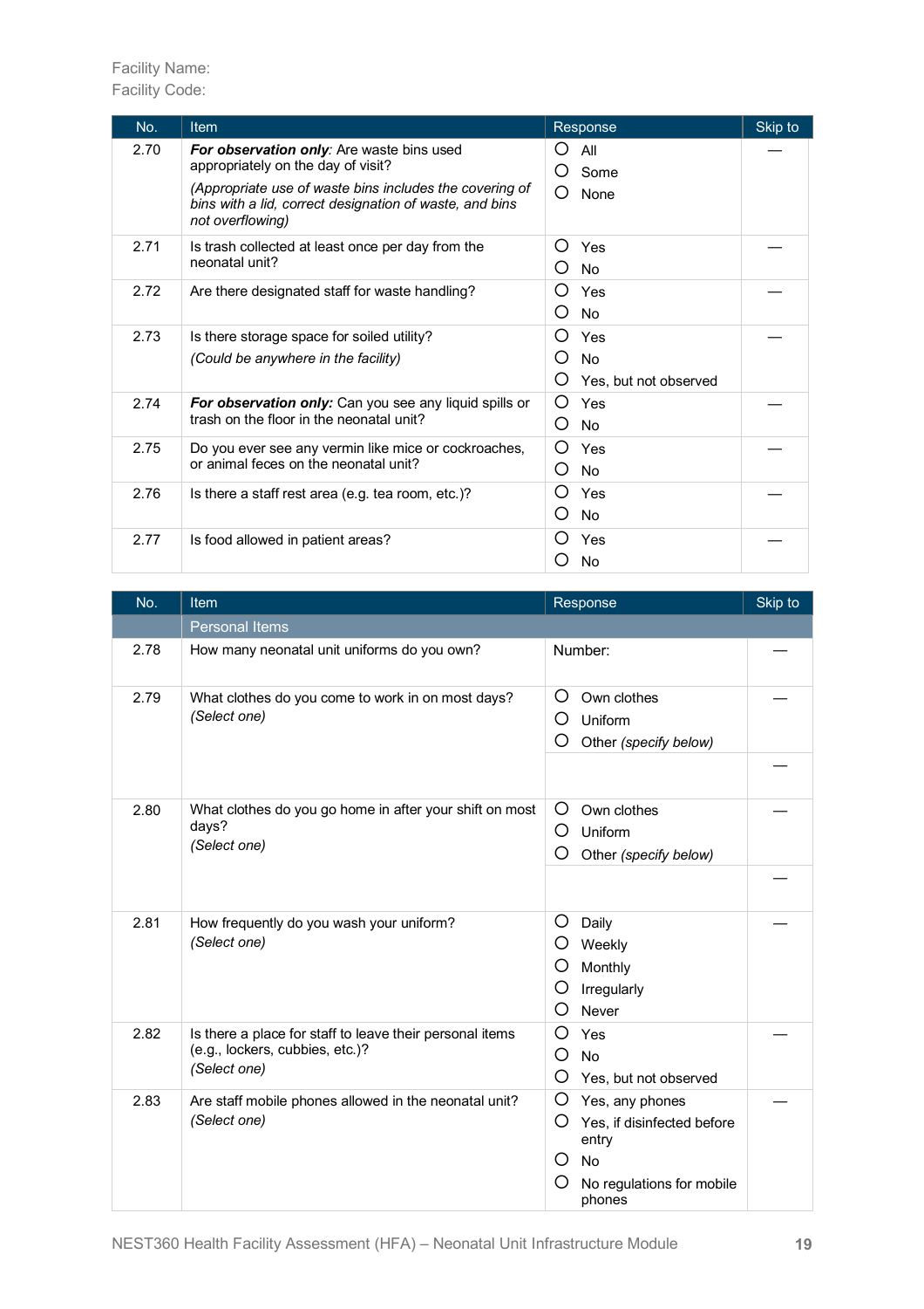Facility Name:
Facility Code:

| No. | Item | Response | Skip to |
|---|---|---|---|
| 2.70 | ***For observation only***: Are waste bins used appropriately on the day of visit? *(Appropriate use of waste bins includes the covering of bins with a lid, correct designation of waste, and bins not overflowing)* | ○ All<br>○ Some<br>○ None | — |
| 2.71 | Is trash collected at least once per day from the neonatal unit? | ○ Yes<br>○ No | — |
| 2.72 | Are there designated staff for waste handling? | ○ Yes<br>○ No | — |
| 2.73 | Is there storage space for soiled utility? *(Could be anywhere in the facility)* | ○ Yes<br>○ No<br>○ Yes, but not observed | — |
| 2.74 | ***For observation only:*** Can you see any liquid spills or trash on the floor in the neonatal unit? | ○ Yes<br>○ No | — |
| 2.75 | Do you ever see any vermin like mice or cockroaches, or animal feces on the neonatal unit? | ○ Yes<br>○ No | — |
| 2.76 | Is there a staff rest area (e.g. tea room, etc.)? | ○ Yes<br>○ No | — |
| 2.77 | Is food allowed in patient areas? | ○ Yes<br>○ No | — |

| No. | Item | Response | Skip to |
|---|---|---|---|
| | Personal Items | | |
| 2.78 | How many neonatal unit uniforms do you own? | Number: | — |
| 2.79 | What clothes do you come to work in on most days? *(Select one)* | ○ Own clothes<br>○ Uniform<br>○ Other *(specify below)* | — |
| | | | — |
| 2.80 | What clothes do you go home in after your shift on most days? *(Select one)* | ○ Own clothes<br>○ Uniform<br>○ Other *(specify below)* | — |
| | | | — |
| 2.81 | How frequently do you wash your uniform? *(Select one)* | ○ Daily<br>○ Weekly<br>○ Monthly<br>○ Irregularly<br>○ Never | — |
| 2.82 | Is there a place for staff to leave their personal items (e.g., lockers, cubbies, etc.)? *(Select one)* | ○ Yes<br>○ No<br>○ Yes, but not observed | — |
| 2.83 | Are staff mobile phones allowed in the neonatal unit? *(Select one)* | ○ Yes, any phones<br>○ Yes, if disinfected before entry<br>○ No<br>○ No regulations for mobile phones | — |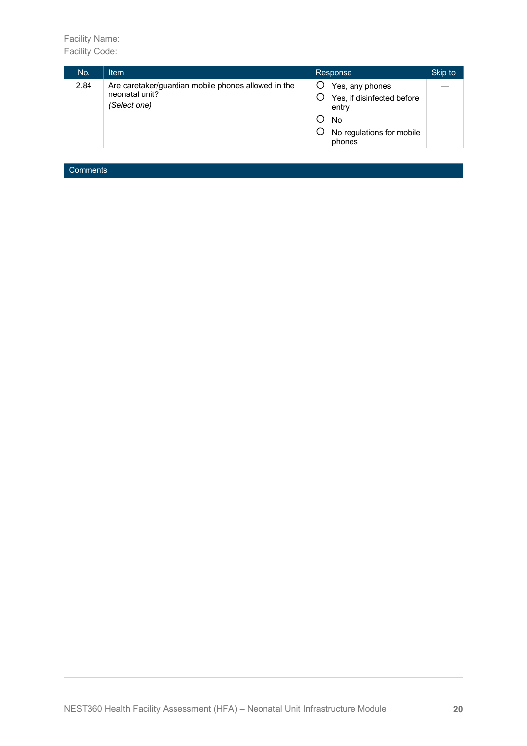Facility Name:
Facility Code:

| No. | Item | Response | Skip to |
|---|---|---|---|
| 2.84 | Are caretaker/guardian mobile phones allowed in the neonatal unit? *(Select one)* | ◯ Yes, any phones<br>◯ Yes, if disinfected before entry<br>◯ No<br>◯ No regulations for mobile phones | — |

| Comments |
|---|
| |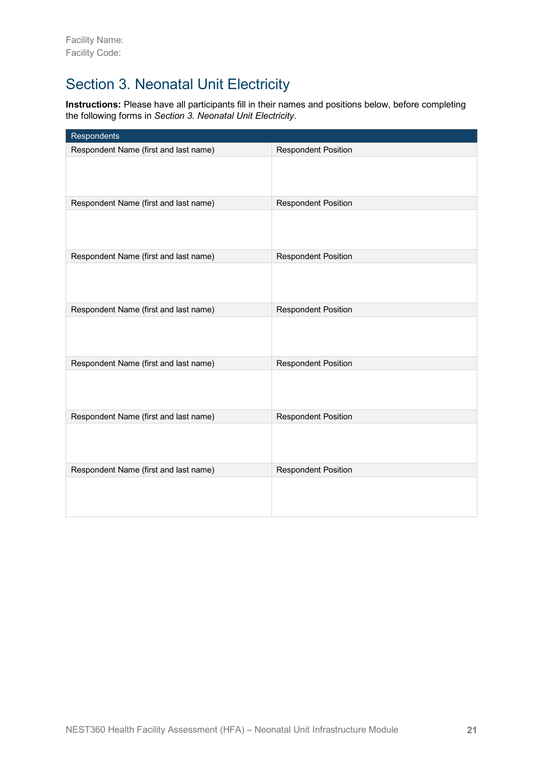Facility Name:
Facility Code:

# Section 3. Neonatal Unit Electricity

**Instructions:** Please have all participants fill in their names and positions below, before completing the following forms in *Section 3. Neonatal Unit Electricity*.

| Respondents | |
|---|---|
| Respondent Name (first and last name) | Respondent Position |
| | |
| Respondent Name (first and last name) | Respondent Position |
| | |
| Respondent Name (first and last name) | Respondent Position |
| | |
| Respondent Name (first and last name) | Respondent Position |
| | |
| Respondent Name (first and last name) | Respondent Position |
| | |
| Respondent Name (first and last name) | Respondent Position |
| | |
| Respondent Name (first and last name) | Respondent Position |
| | |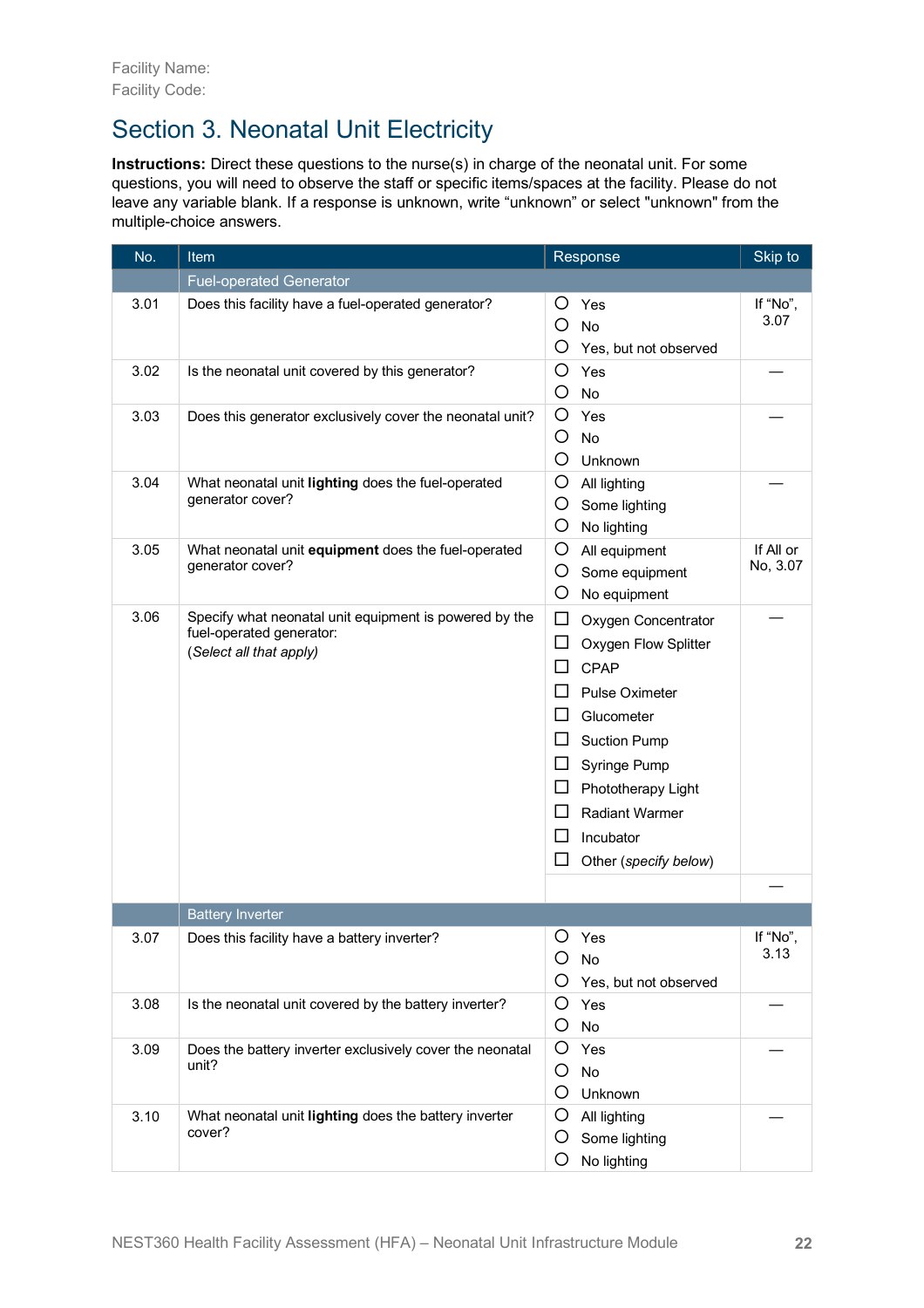Facility Name:
Facility Code:

# Section 3. Neonatal Unit Electricity

**Instructions:** Direct these questions to the nurse(s) in charge of the neonatal unit. For some questions, you will need to observe the staff or specific items/spaces at the facility. Please do not leave any variable blank. If a response is unknown, write “unknown” or select "unknown" from the multiple-choice answers.

| No. | Item | Response | Skip to |
|---|---|---|---|
| | Fuel-operated Generator | | |
| 3.01 | Does this facility have a fuel-operated generator? | ○ Yes<br>○ No<br>○ Yes, but not observed | If “No”, 3.07 |
| 3.02 | Is the neonatal unit covered by this generator? | ○ Yes<br>○ No | — |
| 3.03 | Does this generator exclusively cover the neonatal unit? | ○ Yes<br>○ No<br>○ Unknown | — |
| 3.04 | What neonatal unit **lighting** does the fuel-operated generator cover? | ○ All lighting<br>○ Some lighting<br>○ No lighting | — |
| 3.05 | What neonatal unit **equipment** does the fuel-operated generator cover? | ○ All equipment<br>○ Some equipment<br>○ No equipment | If All or No, 3.07 |
| 3.06 | Specify what neonatal unit equipment is powered by the fuel-operated generator:<br>(*Select all that apply)* | ☐ Oxygen Concentrator<br>☐ Oxygen Flow Splitter<br>☐ CPAP<br>☐ Pulse Oximeter<br>☐ Glucometer<br>☐ Suction Pump<br>☐ Syringe Pump<br>☐ Phototherapy Light<br>☐ Radiant Warmer<br>☐ Incubator<br>☐ Other (*specify below*) | — |
| | | | — |
| | Battery Inverter | | |
| 3.07 | Does this facility have a battery inverter? | ○ Yes<br>○ No<br>○ Yes, but not observed | If “No”, 3.13 |
| 3.08 | Is the neonatal unit covered by the battery inverter? | ○ Yes<br>○ No | — |
| 3.09 | Does the battery inverter exclusively cover the neonatal unit? | ○ Yes<br>○ No<br>○ Unknown | — |
| 3.10 | What neonatal unit **lighting** does the battery inverter cover? | ○ All lighting<br>○ Some lighting<br>○ No lighting | — |

NEST360 Health Facility Assessment (HFA) – Neonatal Unit Infrastructure Module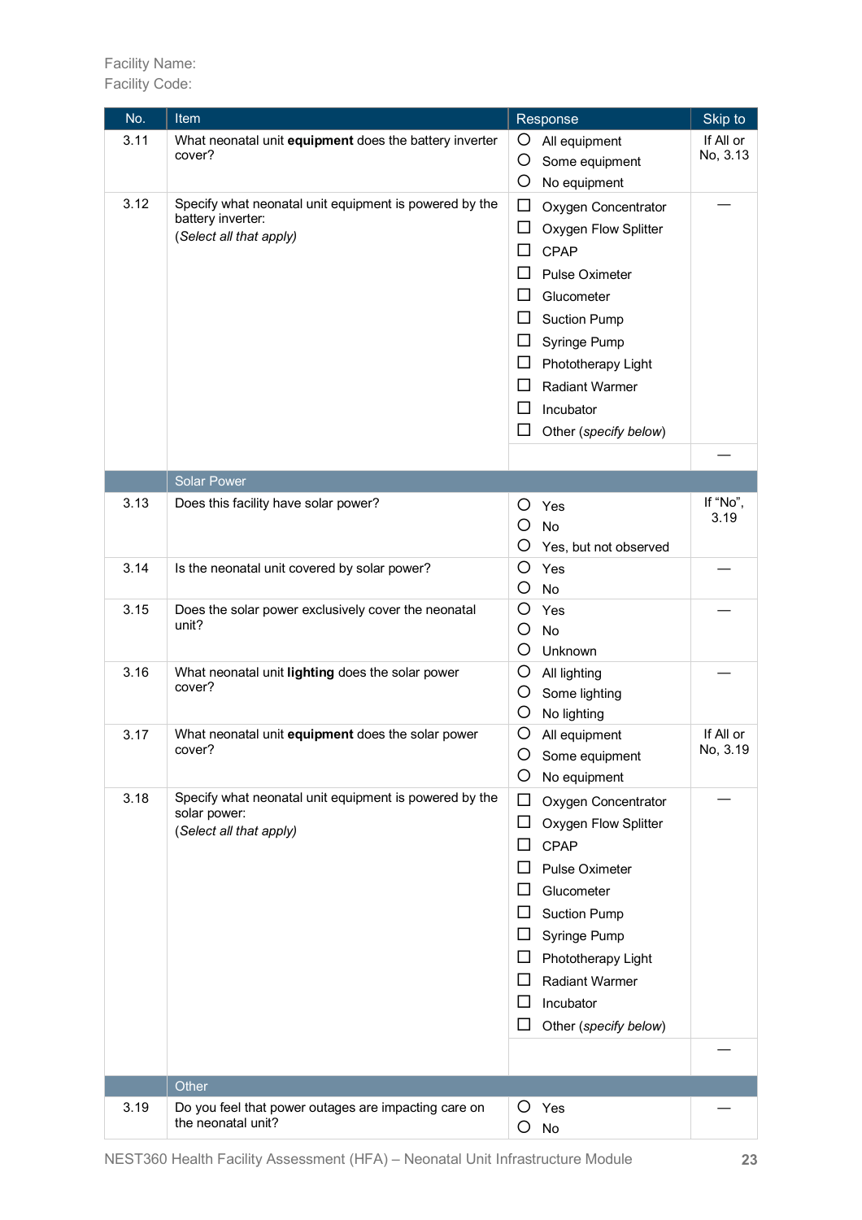Facility Name:
Facility Code:

| No. | Item | Response | Skip to |
|---|---|---|---|
| 3.11 | What neonatal unit **equipment** does the battery inverter cover? | ○ All equipment<br>○ Some equipment<br>○ No equipment | If All or No, 3.13 |
| 3.12 | Specify what neonatal unit equipment is powered by the battery inverter:<br>(*Select all that apply)* | ☐ Oxygen Concentrator<br>☐ Oxygen Flow Splitter<br>☐ CPAP<br>☐ Pulse Oximeter<br>☐ Glucometer<br>☐ Suction Pump<br>☐ Syringe Pump<br>☐ Phototherapy Light<br>☐ Radiant Warmer<br>☐ Incubator<br>☐ Other (*specify below*) | — |
| | | | — |
| | **Solar Power** | | |
| 3.13 | Does this facility have solar power? | ○ Yes<br>○ No<br>○ Yes, but not observed | If "No", 3.19 |
| 3.14 | Is the neonatal unit covered by solar power? | ○ Yes<br>○ No | — |
| 3.15 | Does the solar power exclusively cover the neonatal unit? | ○ Yes<br>○ No<br>○ Unknown | — |
| 3.16 | What neonatal unit **lighting** does the solar power cover? | ○ All lighting<br>○ Some lighting<br>○ No lighting | — |
| 3.17 | What neonatal unit **equipment** does the solar power cover? | ○ All equipment<br>○ Some equipment<br>○ No equipment | If All or No, 3.19 |
| 3.18 | Specify what neonatal unit equipment is powered by the solar power:<br>(*Select all that apply)* | ☐ Oxygen Concentrator<br>☐ Oxygen Flow Splitter<br>☐ CPAP<br>☐ Pulse Oximeter<br>☐ Glucometer<br>☐ Suction Pump<br>☐ Syringe Pump<br>☐ Phototherapy Light<br>☐ Radiant Warmer<br>☐ Incubator<br>☐ Other (*specify below*) | — |
| | | | — |
| | **Other** | | |
| 3.19 | Do you feel that power outages are impacting care on the neonatal unit? | ○ Yes<br>○ No | — |

NEST360 Health Facility Assessment (HFA) – Neonatal Unit Infrastructure Module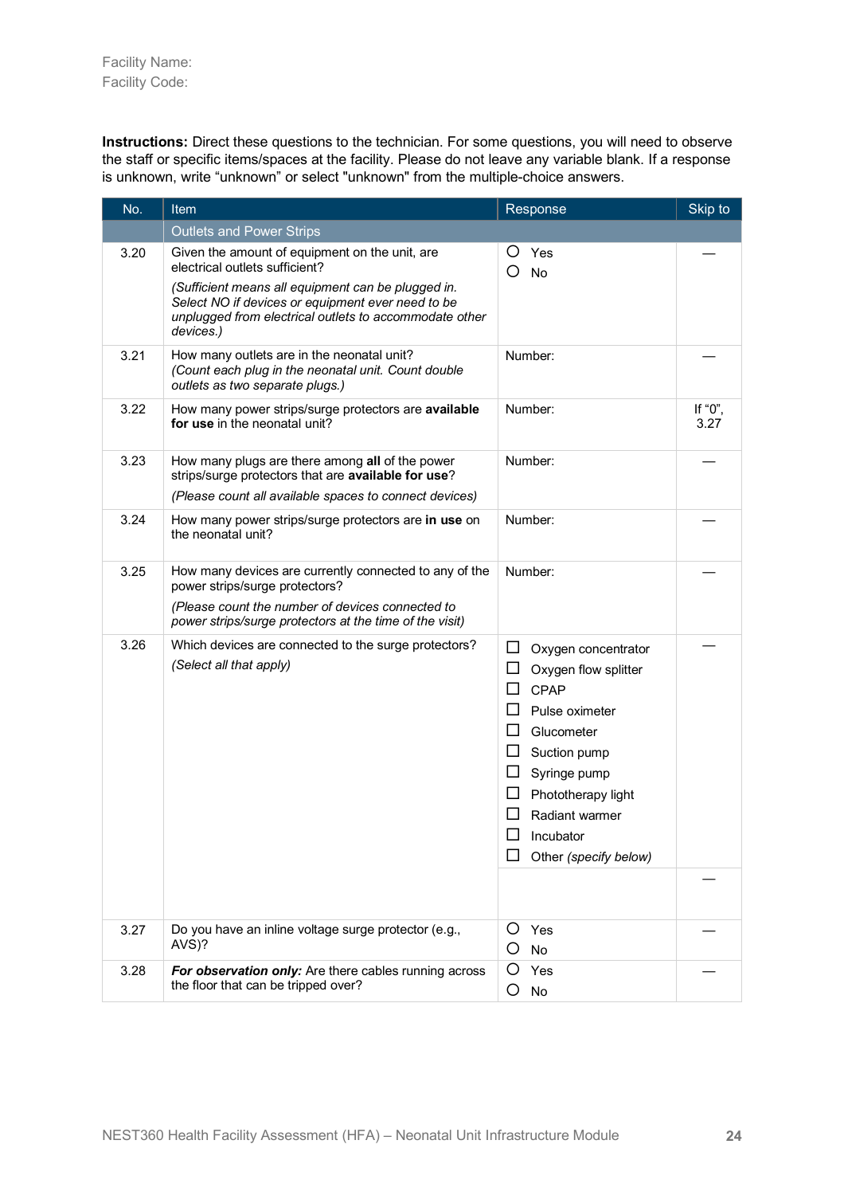Facility Name:
Facility Code:

**Instructions:** Direct these questions to the technician. For some questions, you will need to observe the staff or specific items/spaces at the facility. Please do not leave any variable blank. If a response is unknown, write “unknown” or select "unknown" from the multiple-choice answers.

| No. | Item | Response | Skip to |
|---|---|---|---|
| | Outlets and Power Strips | | |
| 3.20 | Given the amount of equipment on the unit, are electrical outlets sufficient?<br>*(Sufficient means all equipment can be plugged in. Select NO if devices or equipment ever need to be unplugged from electrical outlets to accommodate other devices.)* | ○ Yes<br>○ No | — |
| 3.21 | How many outlets are in the neonatal unit?<br>*(Count each plug in the neonatal unit. Count double outlets as two separate plugs.)* | Number: | — |
| 3.22 | How many power strips/surge protectors are **available for use** in the neonatal unit? | Number: | If “0”, 3.27 |
| 3.23 | How many plugs are there among **all** of the power strips/surge protectors that are **available for use**?<br>*(Please count all available spaces to connect devices)* | Number: | — |
| 3.24 | How many power strips/surge protectors are **in use** on the neonatal unit? | Number: | — |
| 3.25 | How many devices are currently connected to any of the power strips/surge protectors?<br>*(Please count the number of devices connected to power strips/surge protectors at the time of the visit)* | Number: | — |
| 3.26 | Which devices are connected to the surge protectors?<br>*(Select all that apply)* | ☐ Oxygen concentrator<br>☐ Oxygen flow splitter<br>☐ CPAP<br>☐ Pulse oximeter<br>☐ Glucometer<br>☐ Suction pump<br>☐ Syringe pump<br>☐ Phototherapy light<br>☐ Radiant warmer<br>☐ Incubator<br>☐ Other *(specify below)* | — |
| | | | — |
| 3.27 | Do you have an inline voltage surge protector (e.g., AVS)? | ○ Yes<br>○ No | — |
| 3.28 | ***For observation only:*** Are there cables running across the floor that can be tripped over? | ○ Yes<br>○ No | — |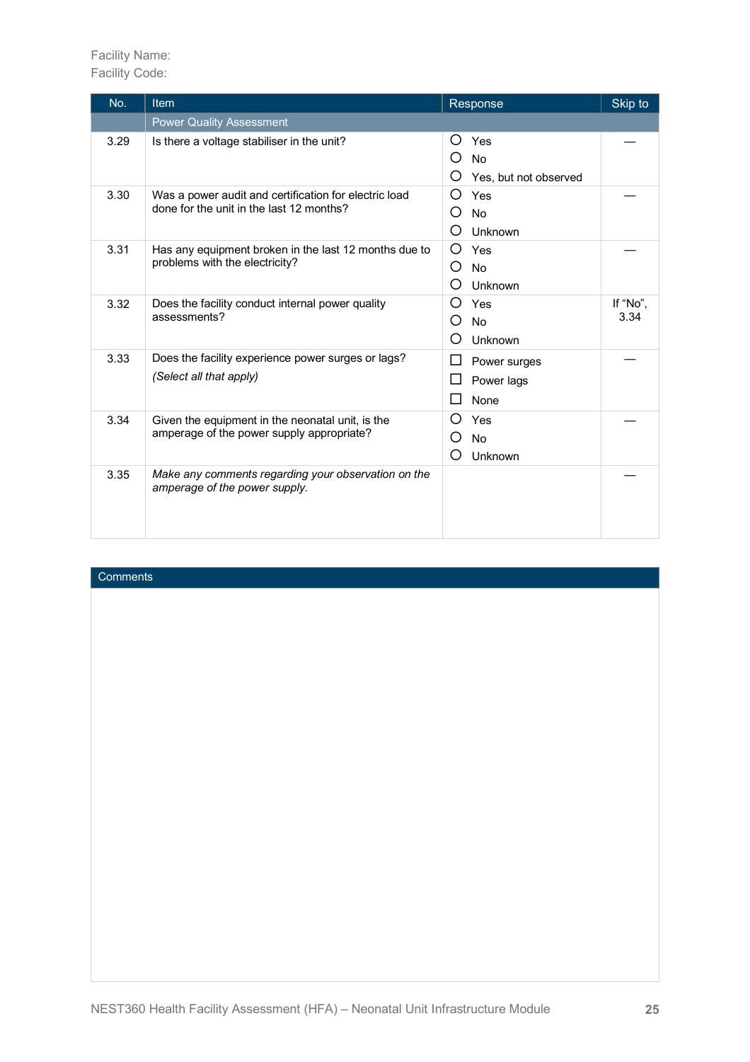Facility Name:
Facility Code:

| No. | Item | Response | Skip to |
|---|---|---|---|
| | Power Quality Assessment | | |
| 3.29 | Is there a voltage stabiliser in the unit? | ○ Yes<br>○ No<br>○ Yes, but not observed | — |
| 3.30 | Was a power audit and certification for electric load done for the unit in the last 12 months? | ○ Yes<br>○ No<br>○ Unknown | — |
| 3.31 | Has any equipment broken in the last 12 months due to problems with the electricity? | ○ Yes<br>○ No<br>○ Unknown | — |
| 3.32 | Does the facility conduct internal power quality assessments? | ○ Yes<br>○ No<br>○ Unknown | If "No", 3.34 |
| 3.33 | Does the facility experience power surges or lags?<br>*(Select all that apply)* | ☐ Power surges<br>☐ Power lags<br>☐ None | — |
| 3.34 | Given the equipment in the neonatal unit, is the amperage of the power supply appropriate? | ○ Yes<br>○ No<br>○ Unknown | — |
| 3.35 | *Make any comments regarding your observation on the amperage of the power supply.* | | — |

| Comments |
|---|
| |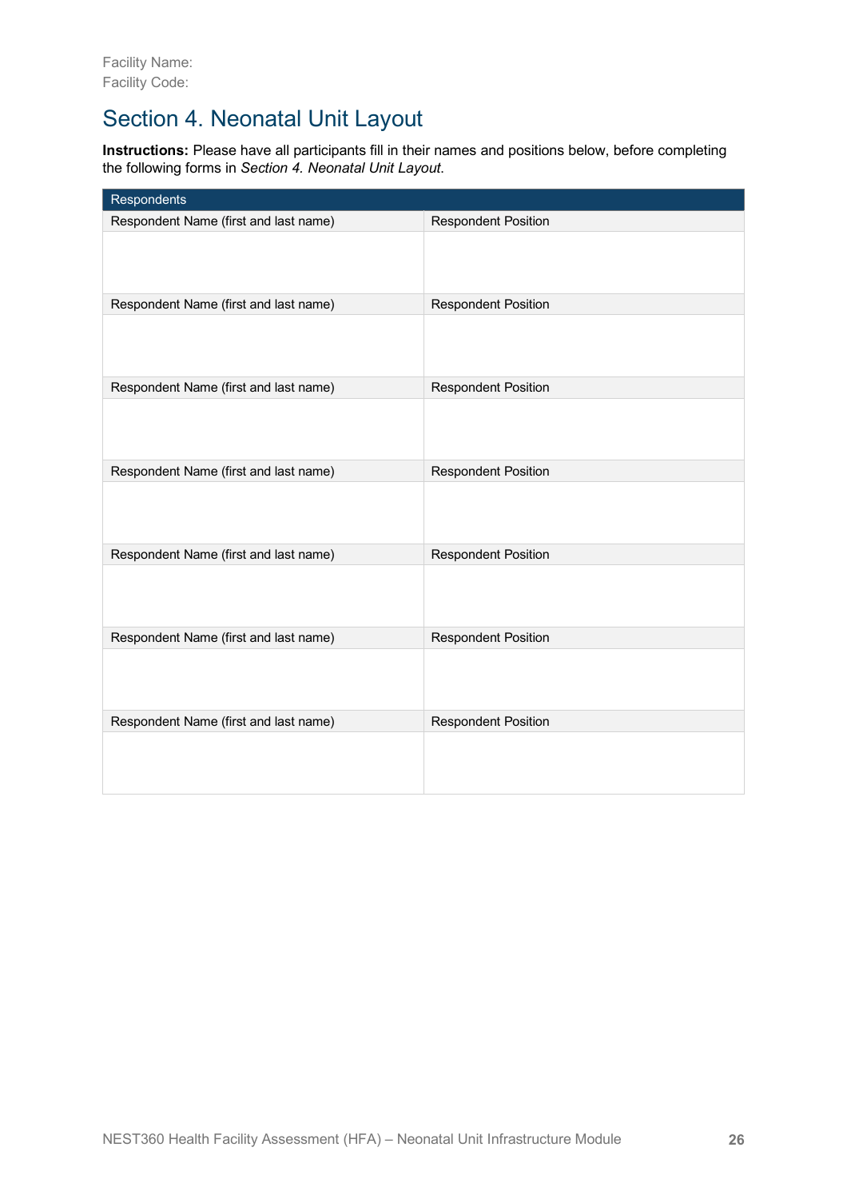Facility Name:
Facility Code:

# Section 4. Neonatal Unit Layout

**Instructions:** Please have all participants fill in their names and positions below, before completing the following forms in *Section 4. Neonatal Unit Layout*.

| Respondents | |
|---|---|
| Respondent Name (first and last name) | Respondent Position |
| | |
| Respondent Name (first and last name) | Respondent Position |
| | |
| Respondent Name (first and last name) | Respondent Position |
| | |
| Respondent Name (first and last name) | Respondent Position |
| | |
| Respondent Name (first and last name) | Respondent Position |
| | |
| Respondent Name (first and last name) | Respondent Position |
| | |
| Respondent Name (first and last name) | Respondent Position |
| | |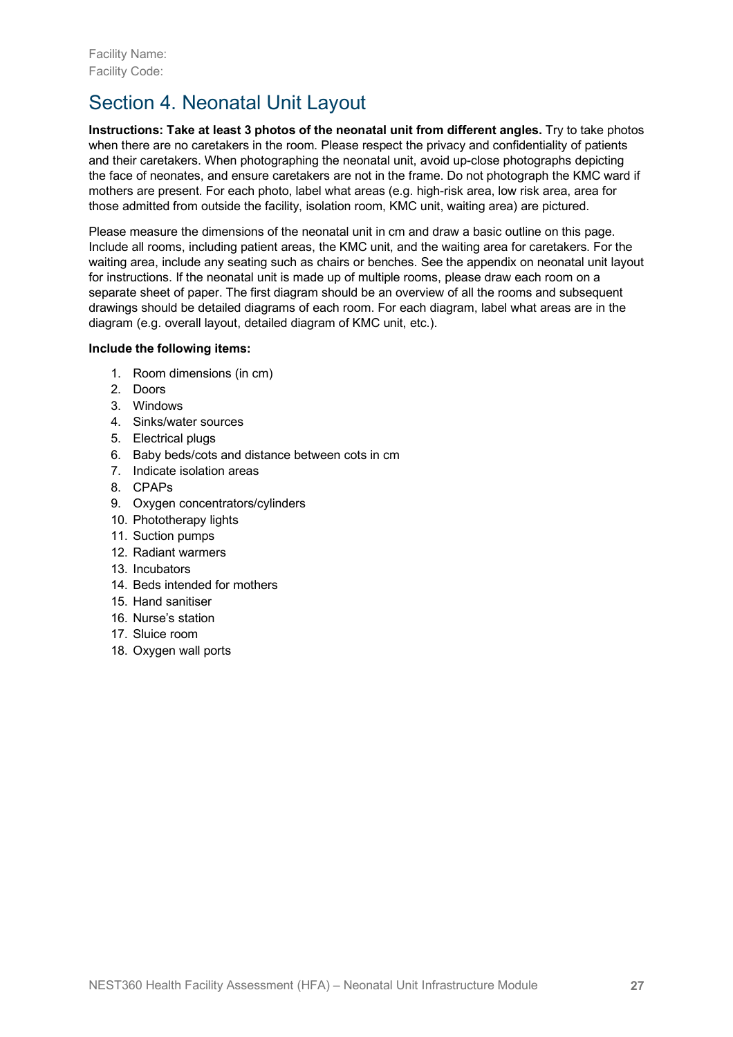Facility Name:
Facility Code:

# Section 4. Neonatal Unit Layout

**Instructions: Take at least 3 photos of the neonatal unit from different angles.** Try to take photos when there are no caretakers in the room. Please respect the privacy and confidentiality of patients and their caretakers. When photographing the neonatal unit, avoid up-close photographs depicting the face of neonates, and ensure caretakers are not in the frame. Do not photograph the KMC ward if mothers are present. For each photo, label what areas (e.g. high-risk area, low risk area, area for those admitted from outside the facility, isolation room, KMC unit, waiting area) are pictured.

Please measure the dimensions of the neonatal unit in cm and draw a basic outline on this page. Include all rooms, including patient areas, the KMC unit, and the waiting area for caretakers. For the waiting area, include any seating such as chairs or benches. See the appendix on neonatal unit layout for instructions. If the neonatal unit is made up of multiple rooms, please draw each room on a separate sheet of paper. The first diagram should be an overview of all the rooms and subsequent drawings should be detailed diagrams of each room. For each diagram, label what areas are in the diagram (e.g. overall layout, detailed diagram of KMC unit, etc.).

**Include the following items:**

1. Room dimensions (in cm)
2. Doors
3. Windows
4. Sinks/water sources
5. Electrical plugs
6. Baby beds/cots and distance between cots in cm
7. Indicate isolation areas
8. CPAPs
9. Oxygen concentrators/cylinders
10. Phototherapy lights
11. Suction pumps
12. Radiant warmers
13. Incubators
14. Beds intended for mothers
15. Hand sanitiser
16. Nurse's station
17. Sluice room
18. Oxygen wall ports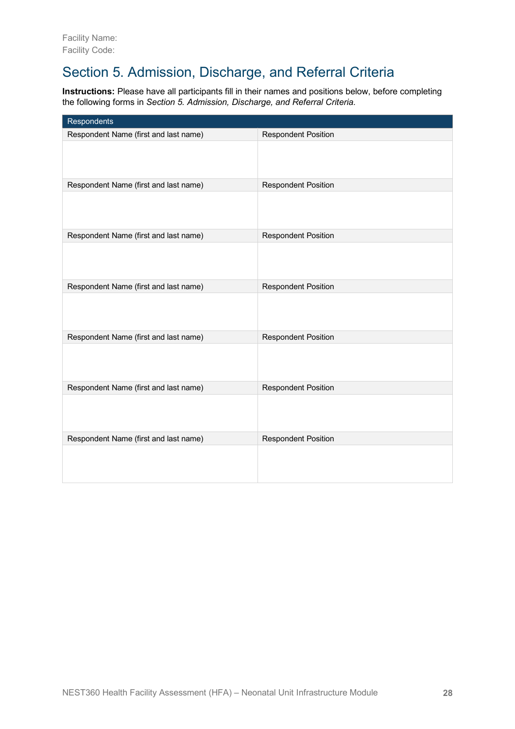Facility Name:
Facility Code:

# Section 5. Admission, Discharge, and Referral Criteria

**Instructions:** Please have all participants fill in their names and positions below, before completing the following forms in *Section 5. Admission, Discharge, and Referral Criteria.*

| Respondents | |
|---|---|
| Respondent Name (first and last name) | Respondent Position |
| | |
| Respondent Name (first and last name) | Respondent Position |
| | |
| Respondent Name (first and last name) | Respondent Position |
| | |
| Respondent Name (first and last name) | Respondent Position |
| | |
| Respondent Name (first and last name) | Respondent Position |
| | |
| Respondent Name (first and last name) | Respondent Position |
| | |
| Respondent Name (first and last name) | Respondent Position |
| | |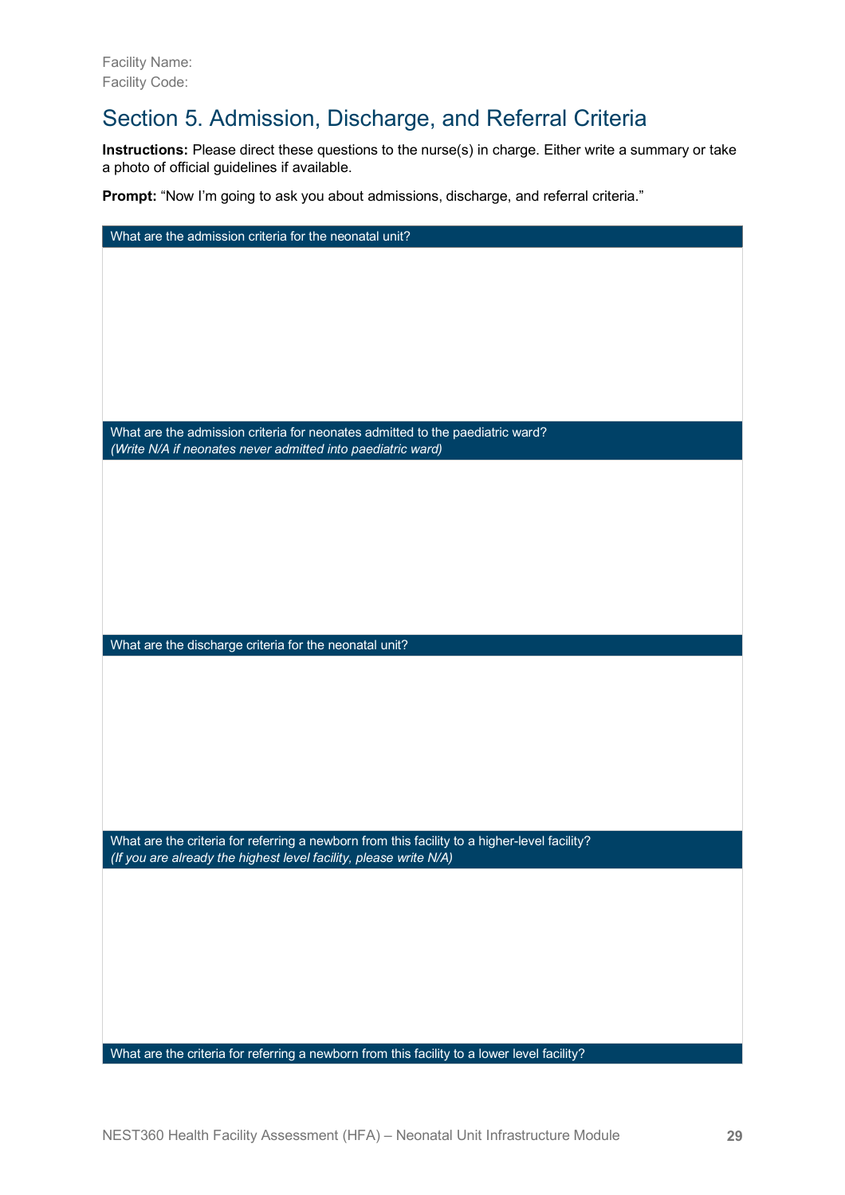Facility Name:
Facility Code:

## Section 5. Admission, Discharge, and Referral Criteria

**Instructions:** Please direct these questions to the nurse(s) in charge. Either write a summary or take a photo of official guidelines if available.

**Prompt:** "Now I'm going to ask you about admissions, discharge, and referral criteria."

| What are the admission criteria for the neonatal unit? |
|---|
| |

| What are the admission criteria for neonates admitted to the paediatric ward? *(Write N/A if neonates never admitted into paediatric ward)* |
|---|
| |

| What are the discharge criteria for the neonatal unit? |
|---|
| |

| What are the criteria for referring a newborn from this facility to a higher-level facility? *(If you are already the highest level facility, please write N/A)* |
|---|
| |

| What are the criteria for referring a newborn from this facility to a lower level facility? |
|---|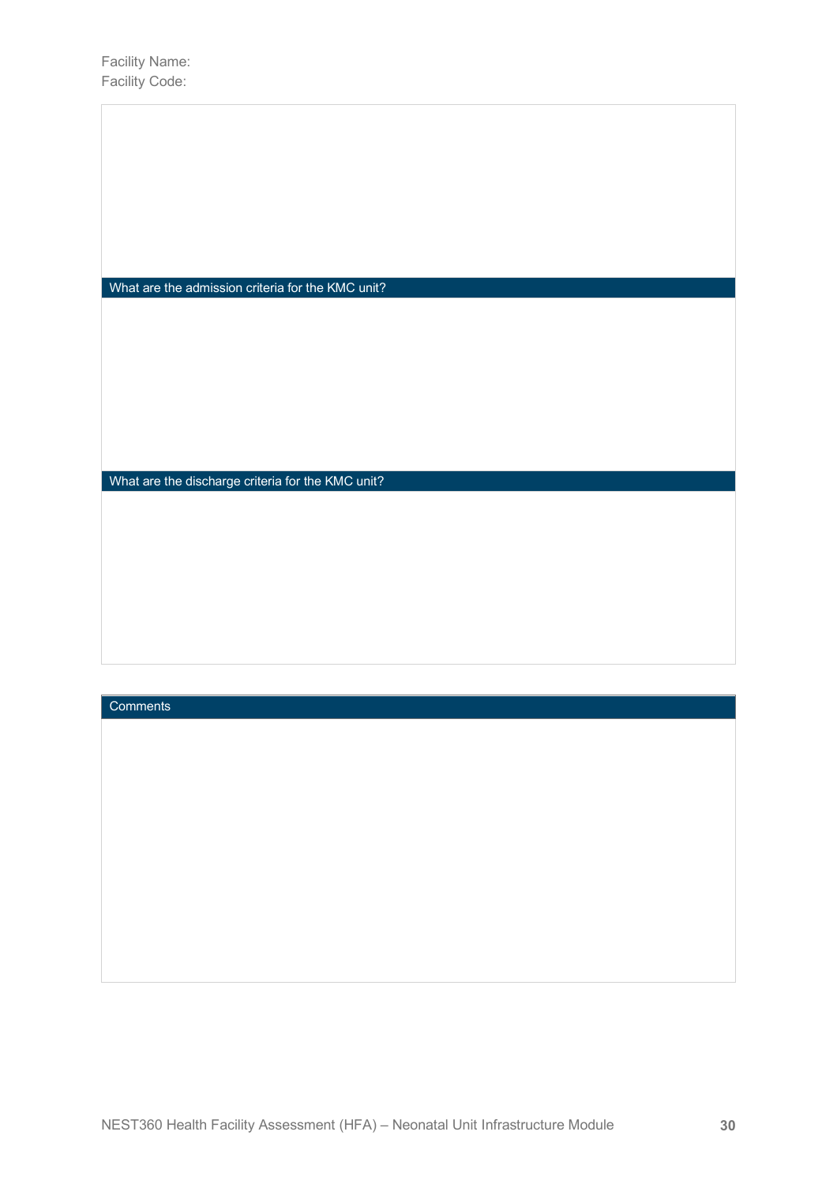Facility Name:
Facility Code:

| What are the admission criteria for the KMC unit? |
| --- |
| |

| What are the discharge criteria for the KMC unit? |
| --- |
| |

| Comments |
| --- |
| |